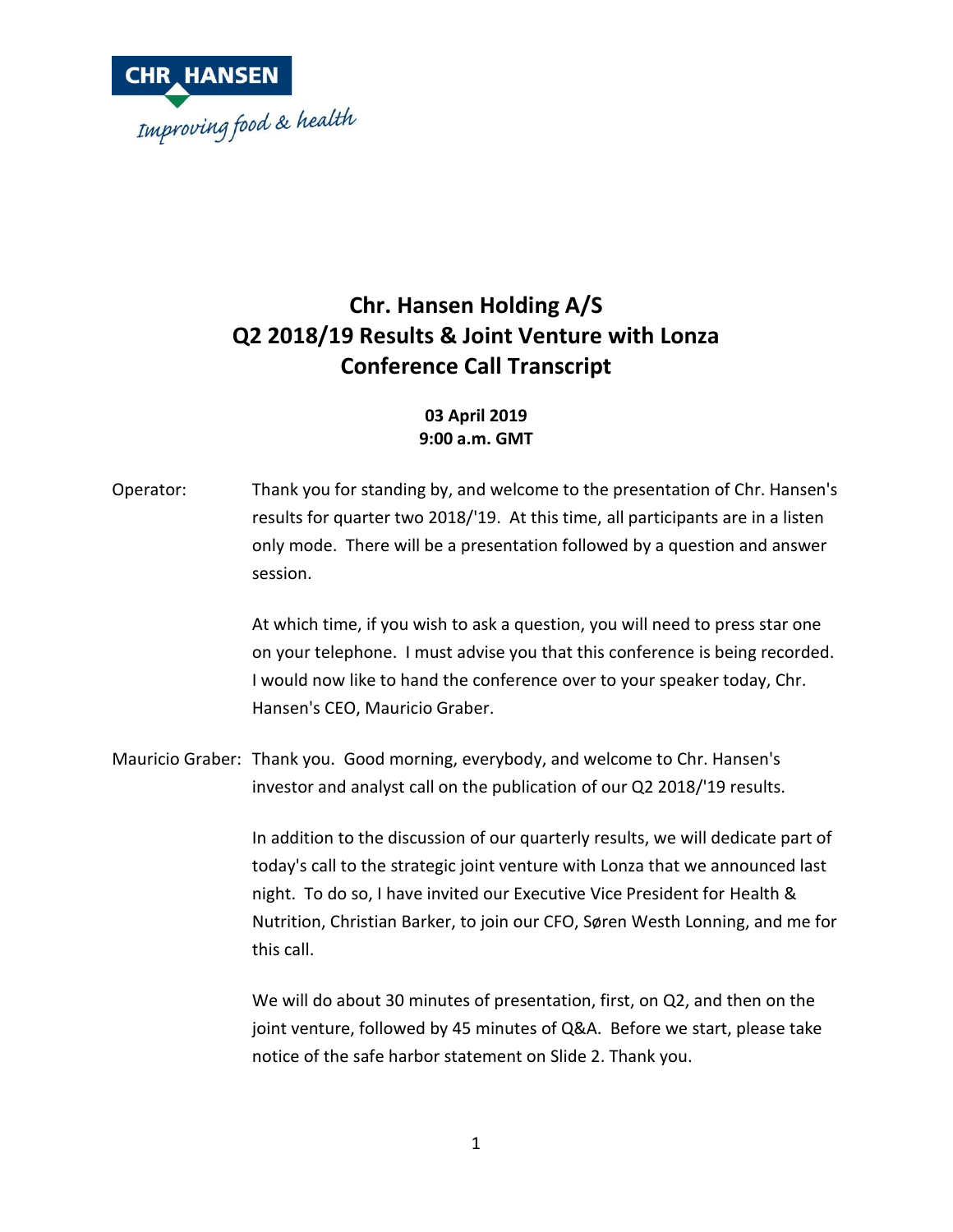# Chr. Hansen Holding A/S
# Q2 2018/19 Results & Joint Venture with Lonza
# Conference Call Transcript

**03 April 2019**
**9:00 a.m. GMT**

Operator: Thank you for standing by, and welcome to the presentation of Chr. Hansen's results for quarter two 2018/'19. At this time, all participants are in a listen only mode. There will be a presentation followed by a question and answer session.

At which time, if you wish to ask a question, you will need to press star one on your telephone. I must advise you that this conference is being recorded. I would now like to hand the conference over to your speaker today, Chr. Hansen's CEO, Mauricio Graber.

Mauricio Graber: Thank you. Good morning, everybody, and welcome to Chr. Hansen's investor and analyst call on the publication of our Q2 2018/'19 results.

In addition to the discussion of our quarterly results, we will dedicate part of today's call to the strategic joint venture with Lonza that we announced last night. To do so, I have invited our Executive Vice President for Health & Nutrition, Christian Barker, to join our CFO, Søren Westh Lonning, and me for this call.

We will do about 30 minutes of presentation, first, on Q2, and then on the joint venture, followed by 45 minutes of Q&A. Before we start, please take notice of the safe harbor statement on Slide 2. Thank you.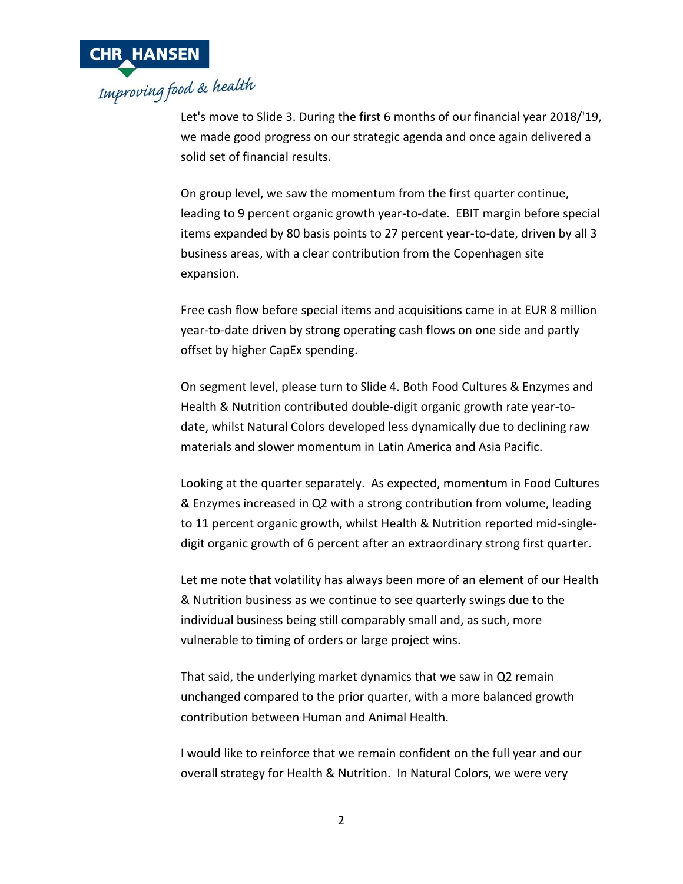Let's move to Slide 3. During the first 6 months of our financial year 2018/'19, we made good progress on our strategic agenda and once again delivered a solid set of financial results.

On group level, we saw the momentum from the first quarter continue, leading to 9 percent organic growth year-to-date. EBIT margin before special items expanded by 80 basis points to 27 percent year-to-date, driven by all 3 business areas, with a clear contribution from the Copenhagen site expansion.

Free cash flow before special items and acquisitions came in at EUR 8 million year-to-date driven by strong operating cash flows on one side and partly offset by higher CapEx spending.

On segment level, please turn to Slide 4. Both Food Cultures & Enzymes and Health & Nutrition contributed double-digit organic growth rate year-to-date, whilst Natural Colors developed less dynamically due to declining raw materials and slower momentum in Latin America and Asia Pacific.

Looking at the quarter separately. As expected, momentum in Food Cultures & Enzymes increased in Q2 with a strong contribution from volume, leading to 11 percent organic growth, whilst Health & Nutrition reported mid-single-digit organic growth of 6 percent after an extraordinary strong first quarter.

Let me note that volatility has always been more of an element of our Health & Nutrition business as we continue to see quarterly swings due to the individual business being still comparably small and, as such, more vulnerable to timing of orders or large project wins.

That said, the underlying market dynamics that we saw in Q2 remain unchanged compared to the prior quarter, with a more balanced growth contribution between Human and Animal Health.

I would like to reinforce that we remain confident on the full year and our overall strategy for Health & Nutrition. In Natural Colors, we were very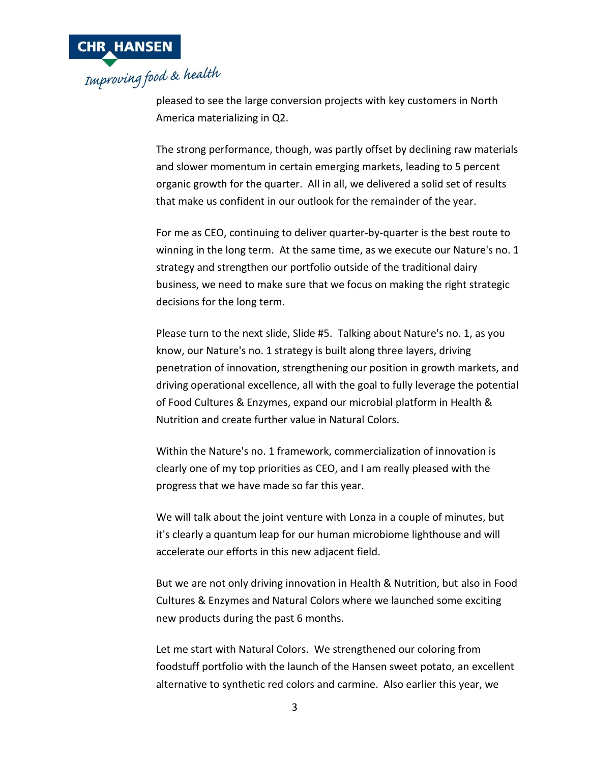pleased to see the large conversion projects with key customers in North America materializing in Q2.

The strong performance, though, was partly offset by declining raw materials and slower momentum in certain emerging markets, leading to 5 percent organic growth for the quarter. All in all, we delivered a solid set of results that make us confident in our outlook for the remainder of the year.

For me as CEO, continuing to deliver quarter-by-quarter is the best route to winning in the long term. At the same time, as we execute our Nature's no. 1 strategy and strengthen our portfolio outside of the traditional dairy business, we need to make sure that we focus on making the right strategic decisions for the long term.

Please turn to the next slide, Slide #5. Talking about Nature's no. 1, as you know, our Nature's no. 1 strategy is built along three layers, driving penetration of innovation, strengthening our position in growth markets, and driving operational excellence, all with the goal to fully leverage the potential of Food Cultures & Enzymes, expand our microbial platform in Health & Nutrition and create further value in Natural Colors.

Within the Nature's no. 1 framework, commercialization of innovation is clearly one of my top priorities as CEO, and I am really pleased with the progress that we have made so far this year.

We will talk about the joint venture with Lonza in a couple of minutes, but it's clearly a quantum leap for our human microbiome lighthouse and will accelerate our efforts in this new adjacent field.

But we are not only driving innovation in Health & Nutrition, but also in Food Cultures & Enzymes and Natural Colors where we launched some exciting new products during the past 6 months.

Let me start with Natural Colors. We strengthened our coloring from foodstuff portfolio with the launch of the Hansen sweet potato, an excellent alternative to synthetic red colors and carmine. Also earlier this year, we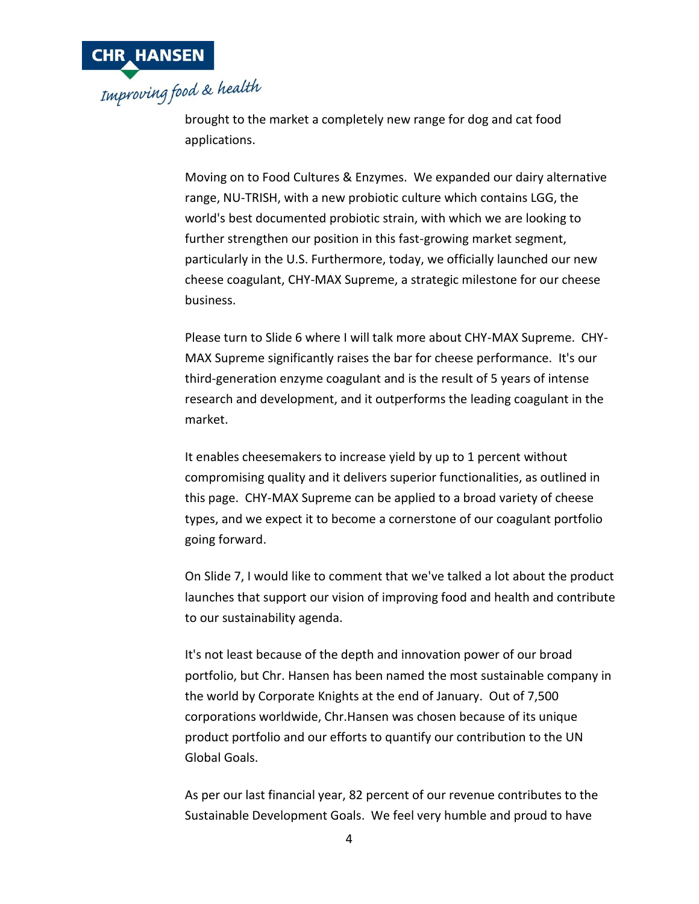brought to the market a completely new range for dog and cat food applications.

Moving on to Food Cultures & Enzymes. We expanded our dairy alternative range, NU-TRISH, with a new probiotic culture which contains LGG, the world's best documented probiotic strain, with which we are looking to further strengthen our position in this fast-growing market segment, particularly in the U.S. Furthermore, today, we officially launched our new cheese coagulant, CHY-MAX Supreme, a strategic milestone for our cheese business.

Please turn to Slide 6 where I will talk more about CHY-MAX Supreme. CHY-MAX Supreme significantly raises the bar for cheese performance. It's our third-generation enzyme coagulant and is the result of 5 years of intense research and development, and it outperforms the leading coagulant in the market.

It enables cheesemakers to increase yield by up to 1 percent without compromising quality and it delivers superior functionalities, as outlined in this page. CHY-MAX Supreme can be applied to a broad variety of cheese types, and we expect it to become a cornerstone of our coagulant portfolio going forward.

On Slide 7, I would like to comment that we've talked a lot about the product launches that support our vision of improving food and health and contribute to our sustainability agenda.

It's not least because of the depth and innovation power of our broad portfolio, but Chr. Hansen has been named the most sustainable company in the world by Corporate Knights at the end of January. Out of 7,500 corporations worldwide, Chr.Hansen was chosen because of its unique product portfolio and our efforts to quantify our contribution to the UN Global Goals.

As per our last financial year, 82 percent of our revenue contributes to the Sustainable Development Goals. We feel very humble and proud to have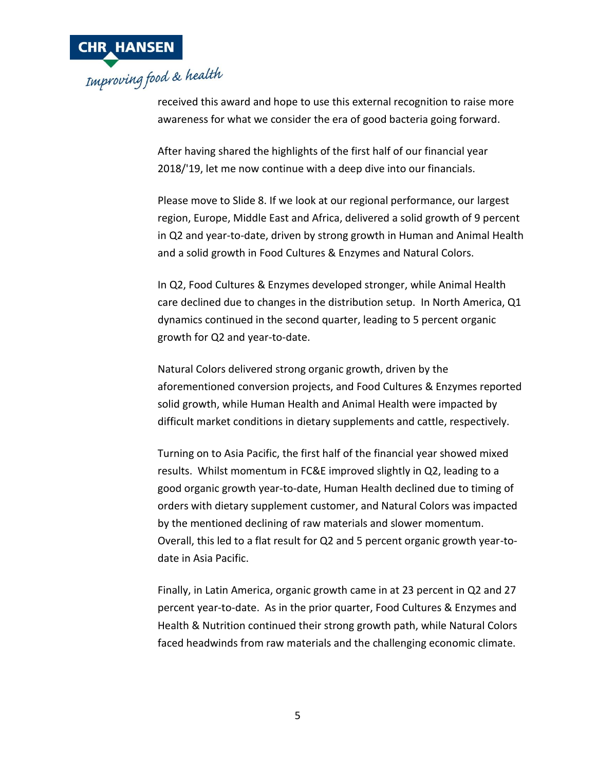received this award and hope to use this external recognition to raise more awareness for what we consider the era of good bacteria going forward.

After having shared the highlights of the first half of our financial year 2018/'19, let me now continue with a deep dive into our financials.

Please move to Slide 8. If we look at our regional performance, our largest region, Europe, Middle East and Africa, delivered a solid growth of 9 percent in Q2 and year-to-date, driven by strong growth in Human and Animal Health and a solid growth in Food Cultures & Enzymes and Natural Colors.

In Q2, Food Cultures & Enzymes developed stronger, while Animal Health care declined due to changes in the distribution setup. In North America, Q1 dynamics continued in the second quarter, leading to 5 percent organic growth for Q2 and year-to-date.

Natural Colors delivered strong organic growth, driven by the aforementioned conversion projects, and Food Cultures & Enzymes reported solid growth, while Human Health and Animal Health were impacted by difficult market conditions in dietary supplements and cattle, respectively.

Turning on to Asia Pacific, the first half of the financial year showed mixed results. Whilst momentum in FC&E improved slightly in Q2, leading to a good organic growth year-to-date, Human Health declined due to timing of orders with dietary supplement customer, and Natural Colors was impacted by the mentioned declining of raw materials and slower momentum. Overall, this led to a flat result for Q2 and 5 percent organic growth year-to-date in Asia Pacific.

Finally, in Latin America, organic growth came in at 23 percent in Q2 and 27 percent year-to-date. As in the prior quarter, Food Cultures & Enzymes and Health & Nutrition continued their strong growth path, while Natural Colors faced headwinds from raw materials and the challenging economic climate.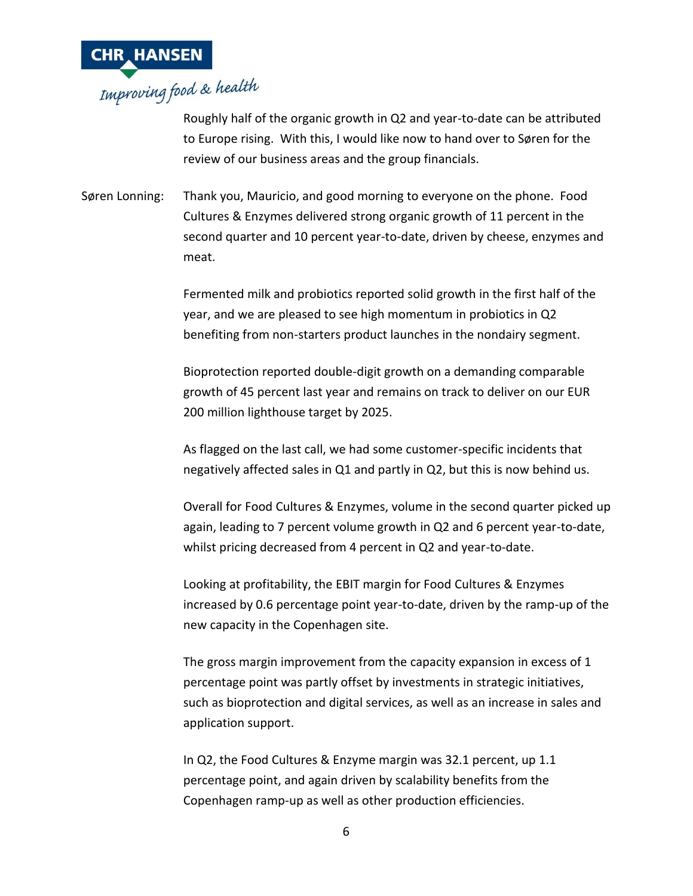Roughly half of the organic growth in Q2 and year-to-date can be attributed to Europe rising. With this, I would like now to hand over to Søren for the review of our business areas and the group financials.

Søren Lonning: Thank you, Mauricio, and good morning to everyone on the phone. Food Cultures & Enzymes delivered strong organic growth of 11 percent in the second quarter and 10 percent year-to-date, driven by cheese, enzymes and meat.

Fermented milk and probiotics reported solid growth in the first half of the year, and we are pleased to see high momentum in probiotics in Q2 benefiting from non-starters product launches in the nondairy segment.

Bioprotection reported double-digit growth on a demanding comparable growth of 45 percent last year and remains on track to deliver on our EUR 200 million lighthouse target by 2025.

As flagged on the last call, we had some customer-specific incidents that negatively affected sales in Q1 and partly in Q2, but this is now behind us.

Overall for Food Cultures & Enzymes, volume in the second quarter picked up again, leading to 7 percent volume growth in Q2 and 6 percent year-to-date, whilst pricing decreased from 4 percent in Q2 and year-to-date.

Looking at profitability, the EBIT margin for Food Cultures & Enzymes increased by 0.6 percentage point year-to-date, driven by the ramp-up of the new capacity in the Copenhagen site.

The gross margin improvement from the capacity expansion in excess of 1 percentage point was partly offset by investments in strategic initiatives, such as bioprotection and digital services, as well as an increase in sales and application support.

In Q2, the Food Cultures & Enzyme margin was 32.1 percent, up 1.1 percentage point, and again driven by scalability benefits from the Copenhagen ramp-up as well as other production efficiencies.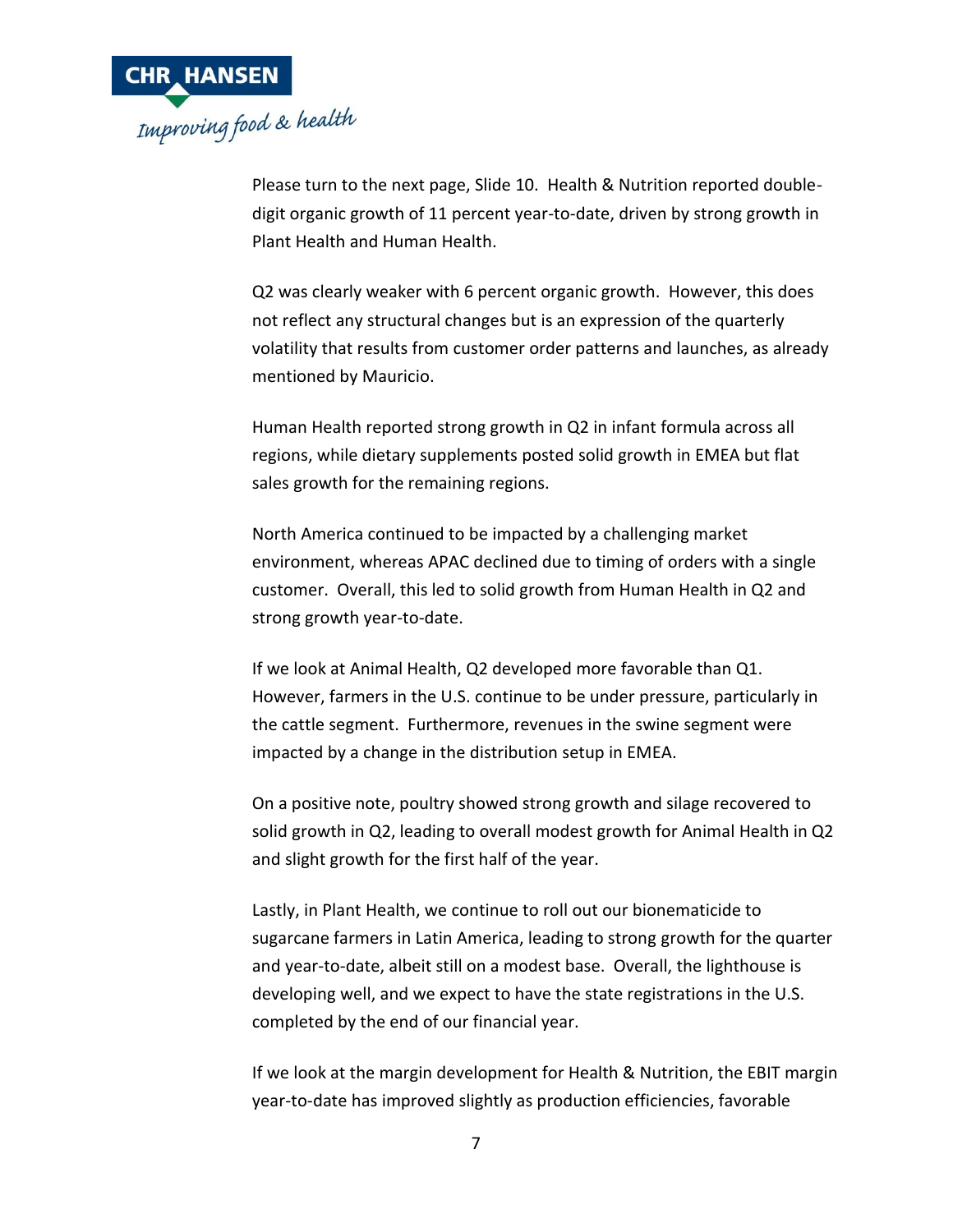Please turn to the next page, Slide 10. Health & Nutrition reported double-digit organic growth of 11 percent year-to-date, driven by strong growth in Plant Health and Human Health.

Q2 was clearly weaker with 6 percent organic growth. However, this does not reflect any structural changes but is an expression of the quarterly volatility that results from customer order patterns and launches, as already mentioned by Mauricio.

Human Health reported strong growth in Q2 in infant formula across all regions, while dietary supplements posted solid growth in EMEA but flat sales growth for the remaining regions.

North America continued to be impacted by a challenging market environment, whereas APAC declined due to timing of orders with a single customer. Overall, this led to solid growth from Human Health in Q2 and strong growth year-to-date.

If we look at Animal Health, Q2 developed more favorable than Q1. However, farmers in the U.S. continue to be under pressure, particularly in the cattle segment. Furthermore, revenues in the swine segment were impacted by a change in the distribution setup in EMEA.

On a positive note, poultry showed strong growth and silage recovered to solid growth in Q2, leading to overall modest growth for Animal Health in Q2 and slight growth for the first half of the year.

Lastly, in Plant Health, we continue to roll out our bionematicide to sugarcane farmers in Latin America, leading to strong growth for the quarter and year-to-date, albeit still on a modest base. Overall, the lighthouse is developing well, and we expect to have the state registrations in the U.S. completed by the end of our financial year.

If we look at the margin development for Health & Nutrition, the EBIT margin year-to-date has improved slightly as production efficiencies, favorable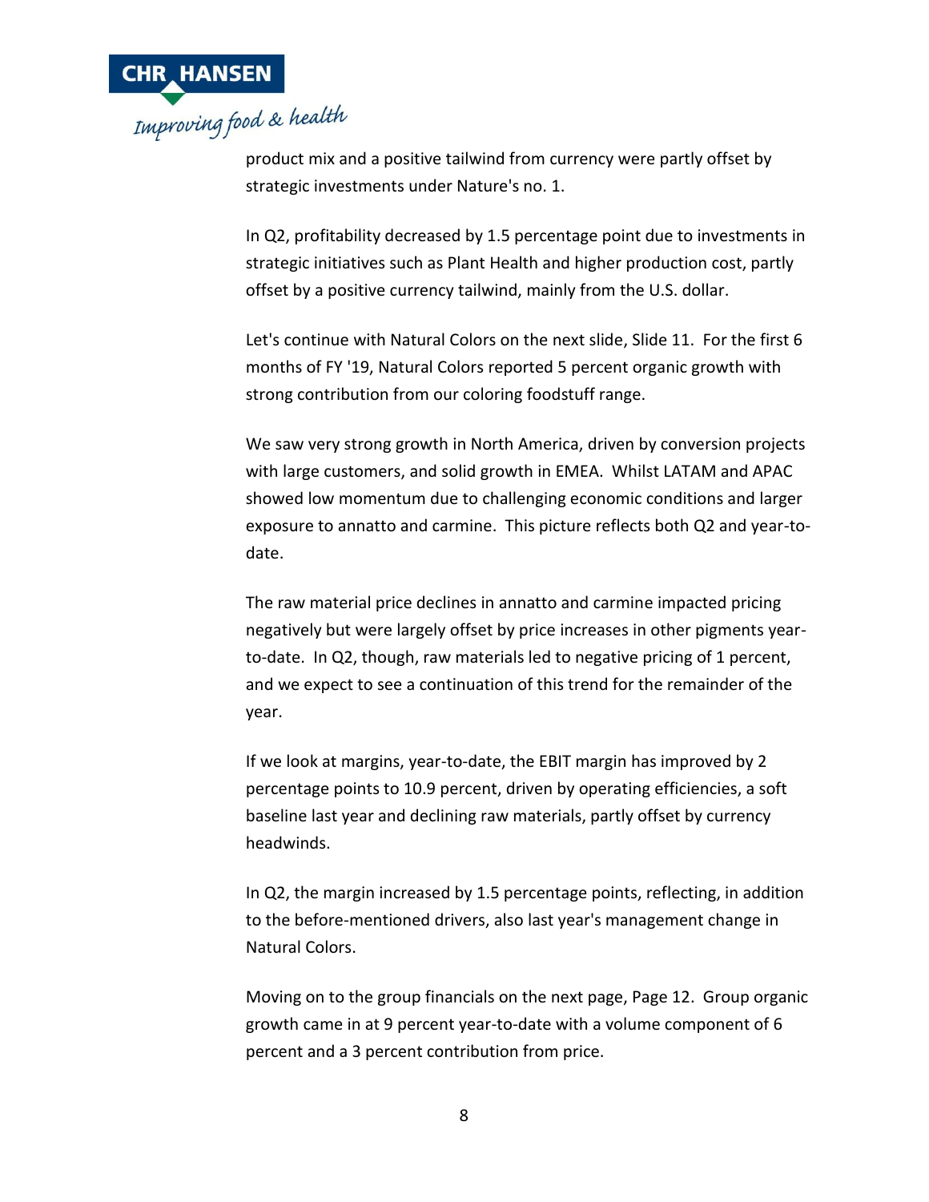product mix and a positive tailwind from currency were partly offset by strategic investments under Nature's no. 1.

In Q2, profitability decreased by 1.5 percentage point due to investments in strategic initiatives such as Plant Health and higher production cost, partly offset by a positive currency tailwind, mainly from the U.S. dollar.

Let's continue with Natural Colors on the next slide, Slide 11. For the first 6 months of FY '19, Natural Colors reported 5 percent organic growth with strong contribution from our coloring foodstuff range.

We saw very strong growth in North America, driven by conversion projects with large customers, and solid growth in EMEA. Whilst LATAM and APAC showed low momentum due to challenging economic conditions and larger exposure to annatto and carmine. This picture reflects both Q2 and year-to-date.

The raw material price declines in annatto and carmine impacted pricing negatively but were largely offset by price increases in other pigments year-to-date. In Q2, though, raw materials led to negative pricing of 1 percent, and we expect to see a continuation of this trend for the remainder of the year.

If we look at margins, year-to-date, the EBIT margin has improved by 2 percentage points to 10.9 percent, driven by operating efficiencies, a soft baseline last year and declining raw materials, partly offset by currency headwinds.

In Q2, the margin increased by 1.5 percentage points, reflecting, in addition to the before-mentioned drivers, also last year's management change in Natural Colors.

Moving on to the group financials on the next page, Page 12. Group organic growth came in at 9 percent year-to-date with a volume component of 6 percent and a 3 percent contribution from price.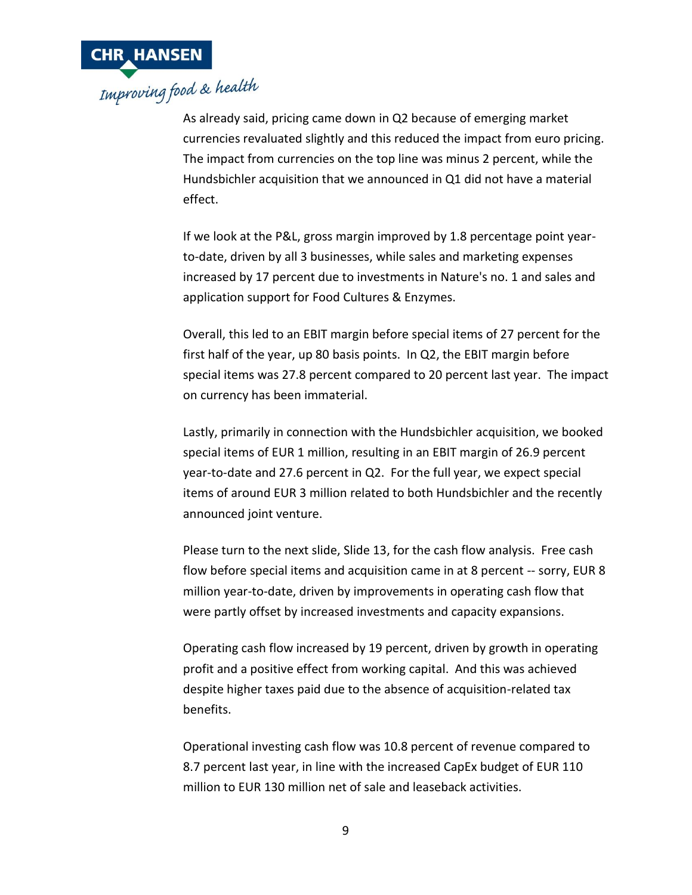As already said, pricing came down in Q2 because of emerging market currencies revaluated slightly and this reduced the impact from euro pricing. The impact from currencies on the top line was minus 2 percent, while the Hundsbichler acquisition that we announced in Q1 did not have a material effect.

If we look at the P&L, gross margin improved by 1.8 percentage point year-to-date, driven by all 3 businesses, while sales and marketing expenses increased by 17 percent due to investments in Nature's no. 1 and sales and application support for Food Cultures & Enzymes.

Overall, this led to an EBIT margin before special items of 27 percent for the first half of the year, up 80 basis points. In Q2, the EBIT margin before special items was 27.8 percent compared to 20 percent last year. The impact on currency has been immaterial.

Lastly, primarily in connection with the Hundsbichler acquisition, we booked special items of EUR 1 million, resulting in an EBIT margin of 26.9 percent year-to-date and 27.6 percent in Q2. For the full year, we expect special items of around EUR 3 million related to both Hundsbichler and the recently announced joint venture.

Please turn to the next slide, Slide 13, for the cash flow analysis. Free cash flow before special items and acquisition came in at 8 percent -- sorry, EUR 8 million year-to-date, driven by improvements in operating cash flow that were partly offset by increased investments and capacity expansions.

Operating cash flow increased by 19 percent, driven by growth in operating profit and a positive effect from working capital. And this was achieved despite higher taxes paid due to the absence of acquisition-related tax benefits.

Operational investing cash flow was 10.8 percent of revenue compared to 8.7 percent last year, in line with the increased CapEx budget of EUR 110 million to EUR 130 million net of sale and leaseback activities.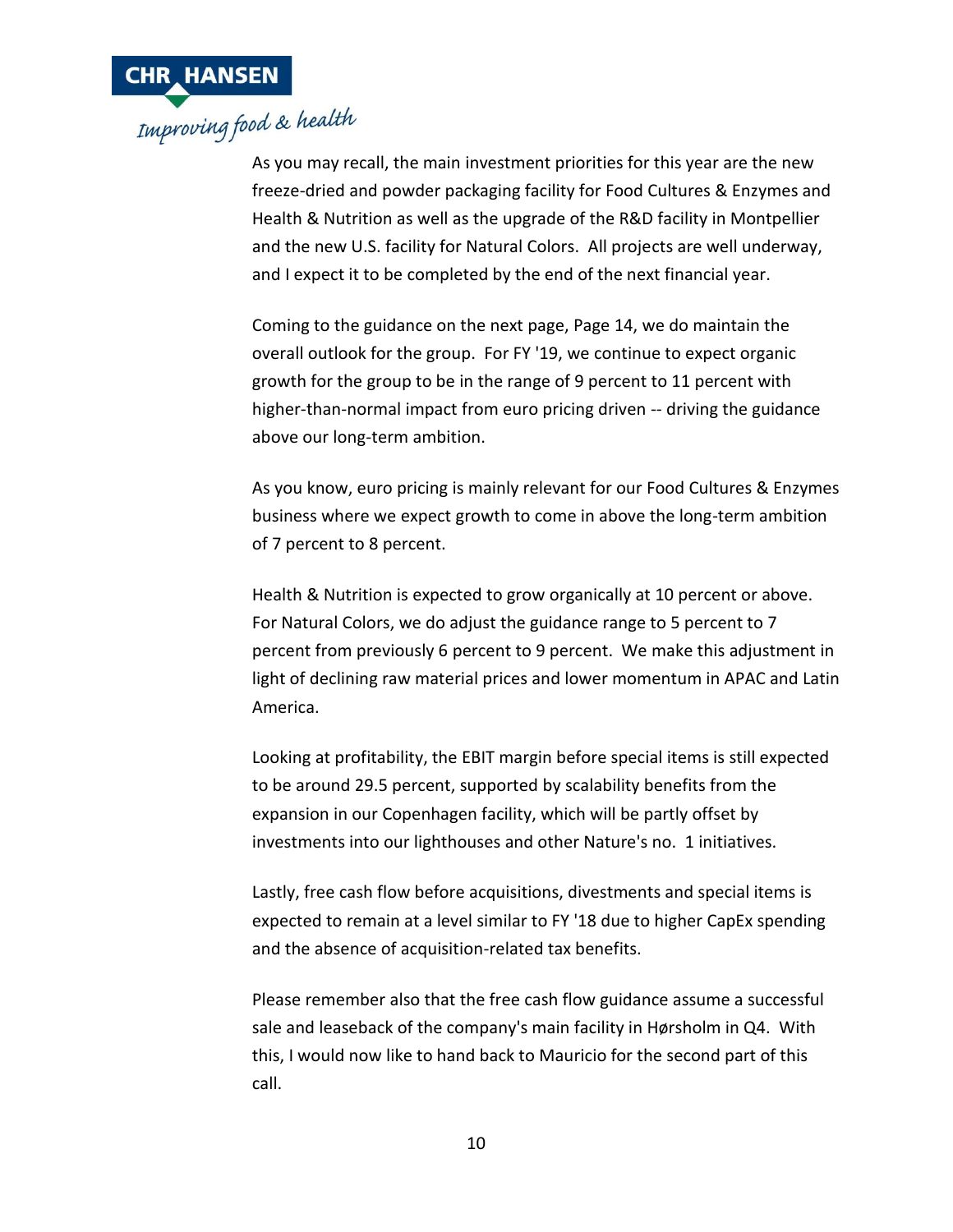As you may recall, the main investment priorities for this year are the new freeze-dried and powder packaging facility for Food Cultures & Enzymes and Health & Nutrition as well as the upgrade of the R&D facility in Montpellier and the new U.S. facility for Natural Colors. All projects are well underway, and I expect it to be completed by the end of the next financial year.

Coming to the guidance on the next page, Page 14, we do maintain the overall outlook for the group. For FY '19, we continue to expect organic growth for the group to be in the range of 9 percent to 11 percent with higher-than-normal impact from euro pricing driven -- driving the guidance above our long-term ambition.

As you know, euro pricing is mainly relevant for our Food Cultures & Enzymes business where we expect growth to come in above the long-term ambition of 7 percent to 8 percent.

Health & Nutrition is expected to grow organically at 10 percent or above. For Natural Colors, we do adjust the guidance range to 5 percent to 7 percent from previously 6 percent to 9 percent. We make this adjustment in light of declining raw material prices and lower momentum in APAC and Latin America.

Looking at profitability, the EBIT margin before special items is still expected to be around 29.5 percent, supported by scalability benefits from the expansion in our Copenhagen facility, which will be partly offset by investments into our lighthouses and other Nature's no. 1 initiatives.

Lastly, free cash flow before acquisitions, divestments and special items is expected to remain at a level similar to FY '18 due to higher CapEx spending and the absence of acquisition-related tax benefits.

Please remember also that the free cash flow guidance assume a successful sale and leaseback of the company's main facility in Hørsholm in Q4. With this, I would now like to hand back to Mauricio for the second part of this call.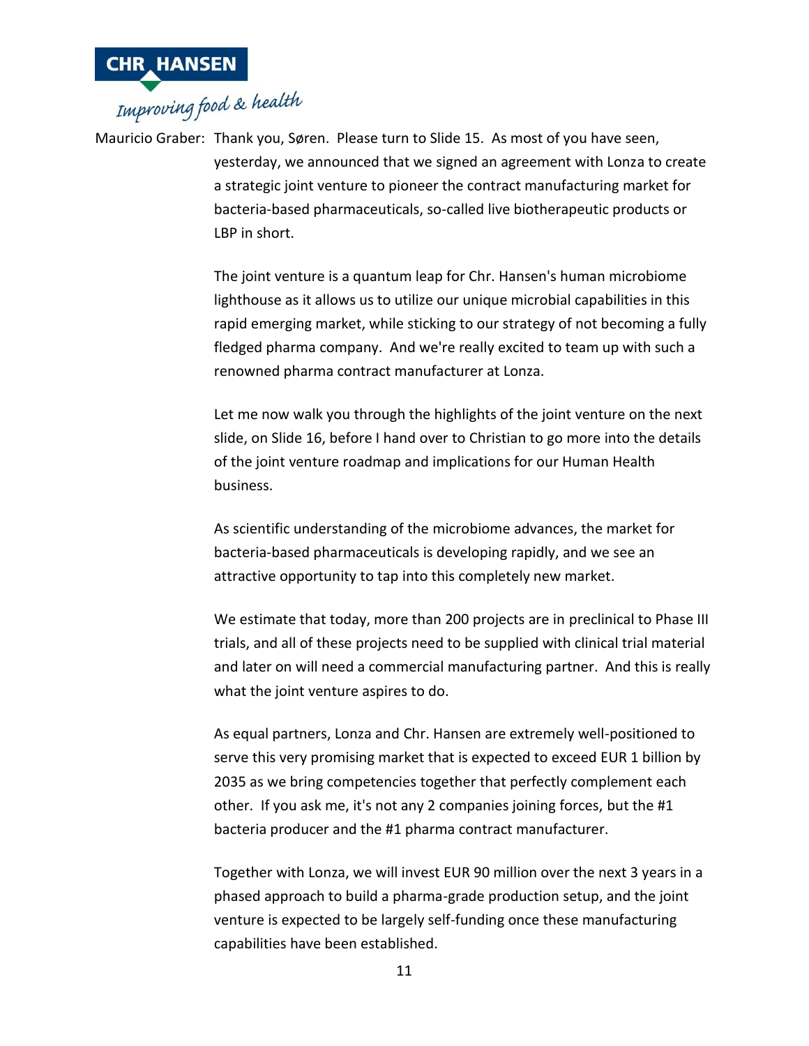Mauricio Graber: Thank you, Søren. Please turn to Slide 15. As most of you have seen, yesterday, we announced that we signed an agreement with Lonza to create a strategic joint venture to pioneer the contract manufacturing market for bacteria-based pharmaceuticals, so-called live biotherapeutic products or LBP in short.

The joint venture is a quantum leap for Chr. Hansen's human microbiome lighthouse as it allows us to utilize our unique microbial capabilities in this rapid emerging market, while sticking to our strategy of not becoming a fully fledged pharma company. And we're really excited to team up with such a renowned pharma contract manufacturer at Lonza.

Let me now walk you through the highlights of the joint venture on the next slide, on Slide 16, before I hand over to Christian to go more into the details of the joint venture roadmap and implications for our Human Health business.

As scientific understanding of the microbiome advances, the market for bacteria-based pharmaceuticals is developing rapidly, and we see an attractive opportunity to tap into this completely new market.

We estimate that today, more than 200 projects are in preclinical to Phase III trials, and all of these projects need to be supplied with clinical trial material and later on will need a commercial manufacturing partner. And this is really what the joint venture aspires to do.

As equal partners, Lonza and Chr. Hansen are extremely well-positioned to serve this very promising market that is expected to exceed EUR 1 billion by 2035 as we bring competencies together that perfectly complement each other. If you ask me, it's not any 2 companies joining forces, but the #1 bacteria producer and the #1 pharma contract manufacturer.

Together with Lonza, we will invest EUR 90 million over the next 3 years in a phased approach to build a pharma-grade production setup, and the joint venture is expected to be largely self-funding once these manufacturing capabilities have been established.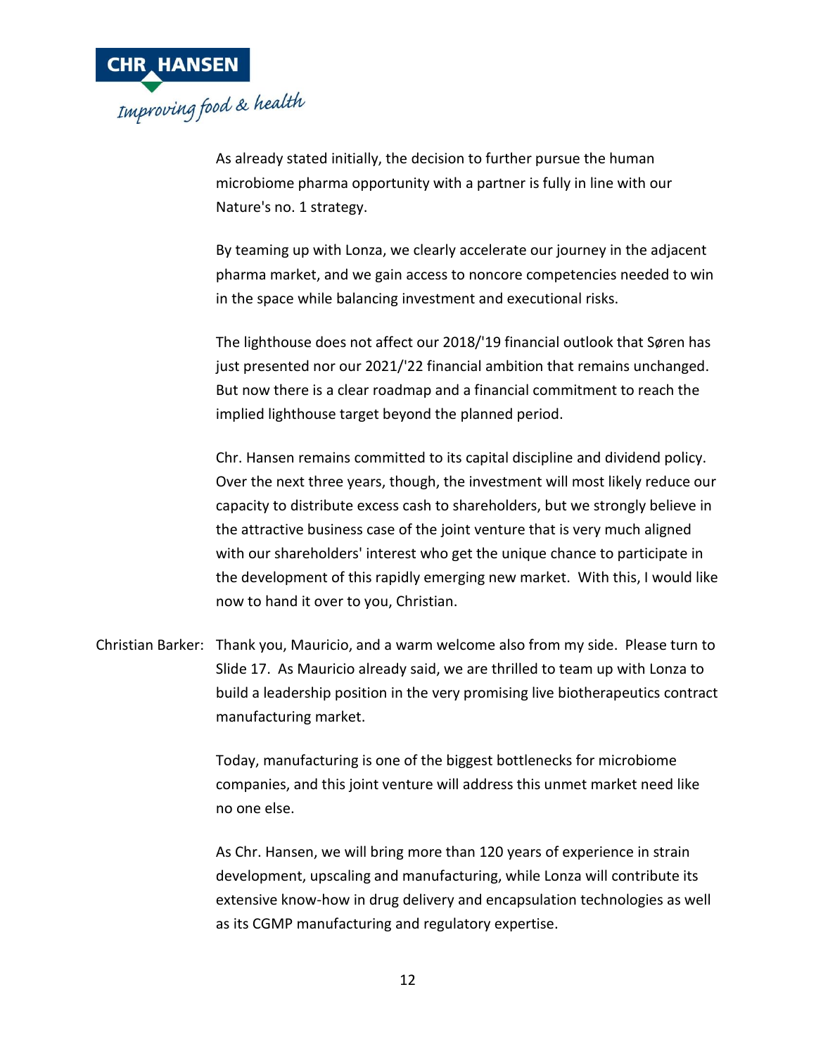As already stated initially, the decision to further pursue the human microbiome pharma opportunity with a partner is fully in line with our Nature's no. 1 strategy.

By teaming up with Lonza, we clearly accelerate our journey in the adjacent pharma market, and we gain access to noncore competencies needed to win in the space while balancing investment and executional risks.

The lighthouse does not affect our 2018/'19 financial outlook that Søren has just presented nor our 2021/'22 financial ambition that remains unchanged. But now there is a clear roadmap and a financial commitment to reach the implied lighthouse target beyond the planned period.

Chr. Hansen remains committed to its capital discipline and dividend policy. Over the next three years, though, the investment will most likely reduce our capacity to distribute excess cash to shareholders, but we strongly believe in the attractive business case of the joint venture that is very much aligned with our shareholders' interest who get the unique chance to participate in the development of this rapidly emerging new market. With this, I would like now to hand it over to you, Christian.

Christian Barker: Thank you, Mauricio, and a warm welcome also from my side. Please turn to Slide 17. As Mauricio already said, we are thrilled to team up with Lonza to build a leadership position in the very promising live biotherapeutics contract manufacturing market.

Today, manufacturing is one of the biggest bottlenecks for microbiome companies, and this joint venture will address this unmet market need like no one else.

As Chr. Hansen, we will bring more than 120 years of experience in strain development, upscaling and manufacturing, while Lonza will contribute its extensive know-how in drug delivery and encapsulation technologies as well as its CGMP manufacturing and regulatory expertise.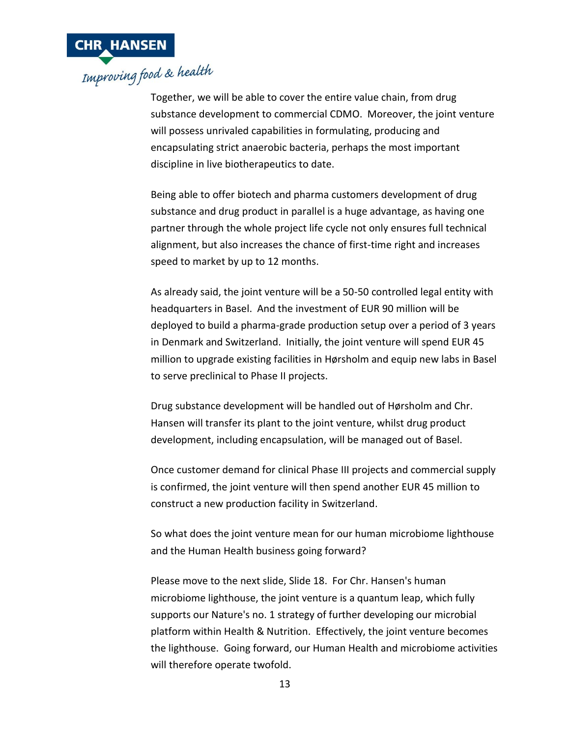Together, we will be able to cover the entire value chain, from drug substance development to commercial CDMO. Moreover, the joint venture will possess unrivaled capabilities in formulating, producing and encapsulating strict anaerobic bacteria, perhaps the most important discipline in live biotherapeutics to date.

Being able to offer biotech and pharma customers development of drug substance and drug product in parallel is a huge advantage, as having one partner through the whole project life cycle not only ensures full technical alignment, but also increases the chance of first-time right and increases speed to market by up to 12 months.

As already said, the joint venture will be a 50-50 controlled legal entity with headquarters in Basel. And the investment of EUR 90 million will be deployed to build a pharma-grade production setup over a period of 3 years in Denmark and Switzerland. Initially, the joint venture will spend EUR 45 million to upgrade existing facilities in Hørsholm and equip new labs in Basel to serve preclinical to Phase II projects.

Drug substance development will be handled out of Hørsholm and Chr. Hansen will transfer its plant to the joint venture, whilst drug product development, including encapsulation, will be managed out of Basel.

Once customer demand for clinical Phase III projects and commercial supply is confirmed, the joint venture will then spend another EUR 45 million to construct a new production facility in Switzerland.

So what does the joint venture mean for our human microbiome lighthouse and the Human Health business going forward?

Please move to the next slide, Slide 18. For Chr. Hansen's human microbiome lighthouse, the joint venture is a quantum leap, which fully supports our Nature's no. 1 strategy of further developing our microbial platform within Health & Nutrition. Effectively, the joint venture becomes the lighthouse. Going forward, our Human Health and microbiome activities will therefore operate twofold.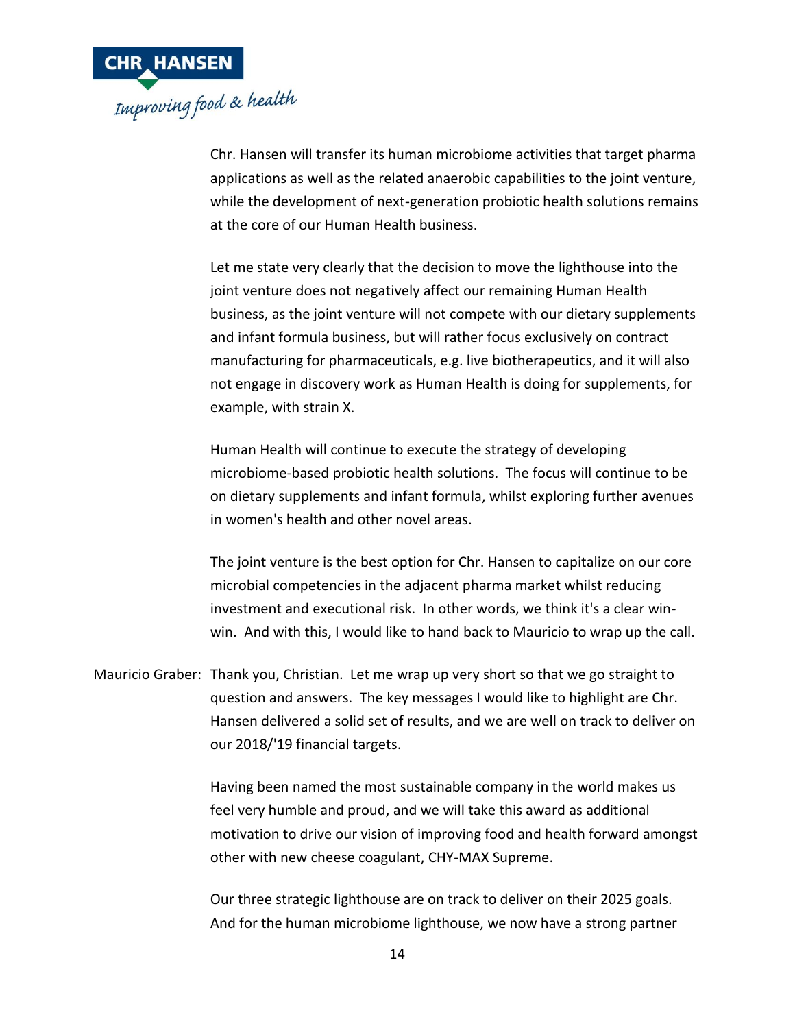Chr. Hansen will transfer its human microbiome activities that target pharma applications as well as the related anaerobic capabilities to the joint venture, while the development of next-generation probiotic health solutions remains at the core of our Human Health business.

Let me state very clearly that the decision to move the lighthouse into the joint venture does not negatively affect our remaining Human Health business, as the joint venture will not compete with our dietary supplements and infant formula business, but will rather focus exclusively on contract manufacturing for pharmaceuticals, e.g. live biotherapeutics, and it will also not engage in discovery work as Human Health is doing for supplements, for example, with strain X.

Human Health will continue to execute the strategy of developing microbiome-based probiotic health solutions. The focus will continue to be on dietary supplements and infant formula, whilst exploring further avenues in women's health and other novel areas.

The joint venture is the best option for Chr. Hansen to capitalize on our core microbial competencies in the adjacent pharma market whilst reducing investment and executional risk. In other words, we think it's a clear win-win. And with this, I would like to hand back to Mauricio to wrap up the call.

Mauricio Graber: Thank you, Christian. Let me wrap up very short so that we go straight to question and answers. The key messages I would like to highlight are Chr. Hansen delivered a solid set of results, and we are well on track to deliver on our 2018/'19 financial targets.

Having been named the most sustainable company in the world makes us feel very humble and proud, and we will take this award as additional motivation to drive our vision of improving food and health forward amongst other with new cheese coagulant, CHY-MAX Supreme.

Our three strategic lighthouse are on track to deliver on their 2025 goals. And for the human microbiome lighthouse, we now have a strong partner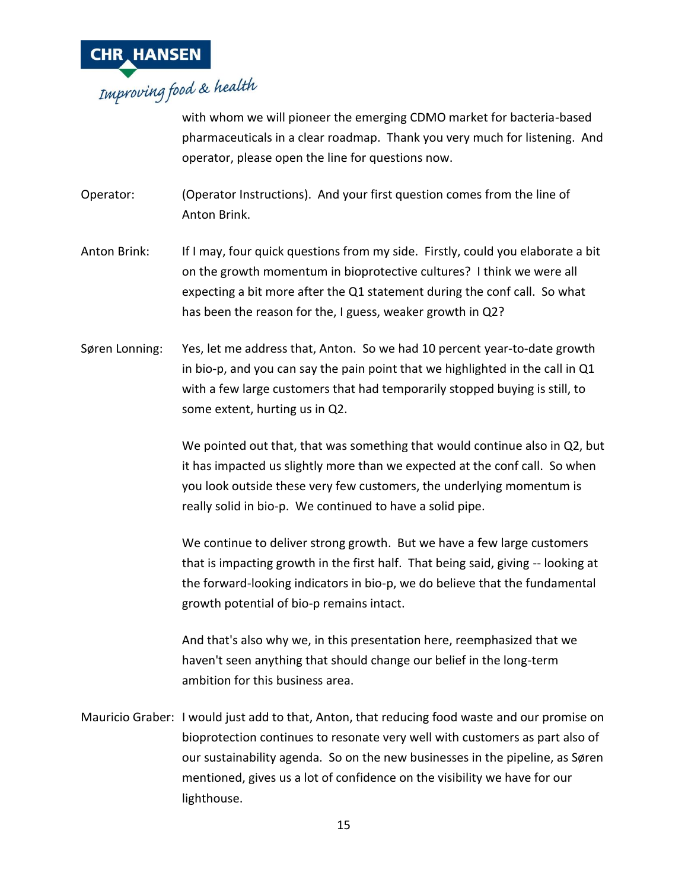with whom we will pioneer the emerging CDMO market for bacteria-based pharmaceuticals in a clear roadmap. Thank you very much for listening. And operator, please open the line for questions now.

Operator: (Operator Instructions). And your first question comes from the line of Anton Brink.

Anton Brink: If I may, four quick questions from my side. Firstly, could you elaborate a bit on the growth momentum in bioprotective cultures? I think we were all expecting a bit more after the Q1 statement during the conf call. So what has been the reason for the, I guess, weaker growth in Q2?

Søren Lonning: Yes, let me address that, Anton. So we had 10 percent year-to-date growth in bio-p, and you can say the pain point that we highlighted in the call in Q1 with a few large customers that had temporarily stopped buying is still, to some extent, hurting us in Q2.

We pointed out that, that was something that would continue also in Q2, but it has impacted us slightly more than we expected at the conf call. So when you look outside these very few customers, the underlying momentum is really solid in bio-p. We continued to have a solid pipe.

We continue to deliver strong growth. But we have a few large customers that is impacting growth in the first half. That being said, giving -- looking at the forward-looking indicators in bio-p, we do believe that the fundamental growth potential of bio-p remains intact.

And that's also why we, in this presentation here, reemphasized that we haven't seen anything that should change our belief in the long-term ambition for this business area.

Mauricio Graber: I would just add to that, Anton, that reducing food waste and our promise on bioprotection continues to resonate very well with customers as part also of our sustainability agenda. So on the new businesses in the pipeline, as Søren mentioned, gives us a lot of confidence on the visibility we have for our lighthouse.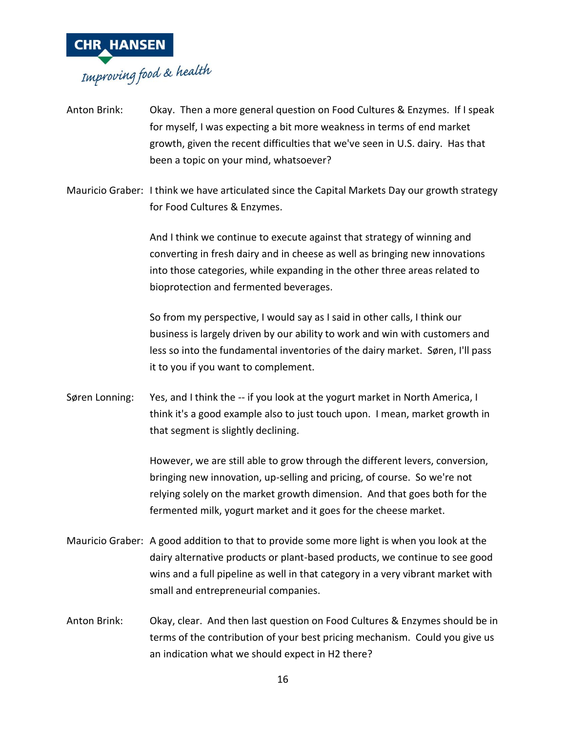Anton Brink: Okay. Then a more general question on Food Cultures & Enzymes. If I speak for myself, I was expecting a bit more weakness in terms of end market growth, given the recent difficulties that we've seen in U.S. dairy. Has that been a topic on your mind, whatsoever?

Mauricio Graber: I think we have articulated since the Capital Markets Day our growth strategy for Food Cultures & Enzymes.

And I think we continue to execute against that strategy of winning and converting in fresh dairy and in cheese as well as bringing new innovations into those categories, while expanding in the other three areas related to bioprotection and fermented beverages.

So from my perspective, I would say as I said in other calls, I think our business is largely driven by our ability to work and win with customers and less so into the fundamental inventories of the dairy market. Søren, I'll pass it to you if you want to complement.

Søren Lonning: Yes, and I think the -- if you look at the yogurt market in North America, I think it's a good example also to just touch upon. I mean, market growth in that segment is slightly declining.

However, we are still able to grow through the different levers, conversion, bringing new innovation, up-selling and pricing, of course. So we're not relying solely on the market growth dimension. And that goes both for the fermented milk, yogurt market and it goes for the cheese market.

Mauricio Graber: A good addition to that to provide some more light is when you look at the dairy alternative products or plant-based products, we continue to see good wins and a full pipeline as well in that category in a very vibrant market with small and entrepreneurial companies.

Anton Brink: Okay, clear. And then last question on Food Cultures & Enzymes should be in terms of the contribution of your best pricing mechanism. Could you give us an indication what we should expect in H2 there?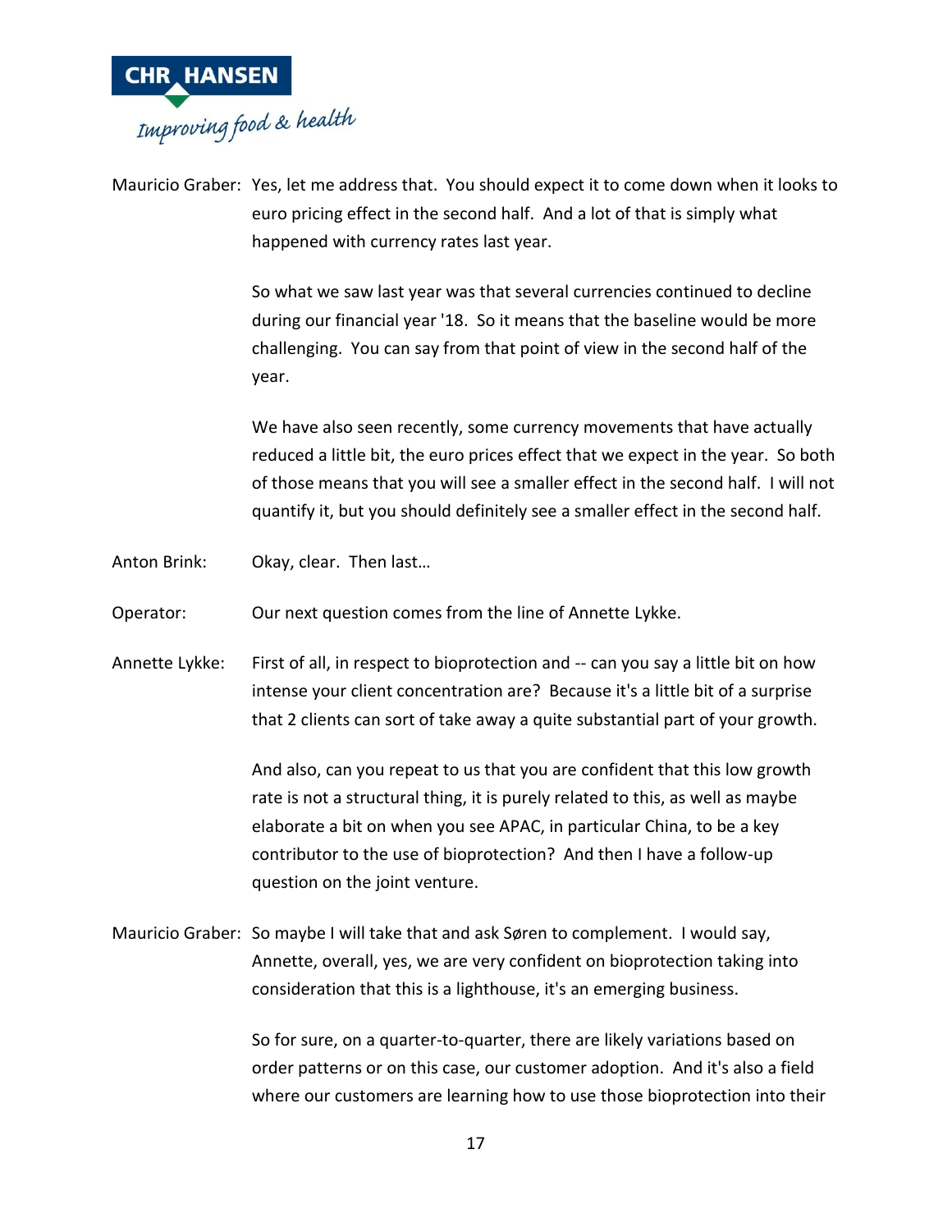Mauricio Graber: Yes, let me address that. You should expect it to come down when it looks to euro pricing effect in the second half. And a lot of that is simply what happened with currency rates last year.

So what we saw last year was that several currencies continued to decline during our financial year '18. So it means that the baseline would be more challenging. You can say from that point of view in the second half of the year.

We have also seen recently, some currency movements that have actually reduced a little bit, the euro prices effect that we expect in the year. So both of those means that you will see a smaller effect in the second half. I will not quantify it, but you should definitely see a smaller effect in the second half.

Anton Brink: Okay, clear. Then last…

Operator: Our next question comes from the line of Annette Lykke.

Annette Lykke: First of all, in respect to bioprotection and -- can you say a little bit on how intense your client concentration are? Because it's a little bit of a surprise that 2 clients can sort of take away a quite substantial part of your growth.

And also, can you repeat to us that you are confident that this low growth rate is not a structural thing, it is purely related to this, as well as maybe elaborate a bit on when you see APAC, in particular China, to be a key contributor to the use of bioprotection? And then I have a follow-up question on the joint venture.

Mauricio Graber: So maybe I will take that and ask Søren to complement. I would say, Annette, overall, yes, we are very confident on bioprotection taking into consideration that this is a lighthouse, it's an emerging business.

So for sure, on a quarter-to-quarter, there are likely variations based on order patterns or on this case, our customer adoption. And it's also a field where our customers are learning how to use those bioprotection into their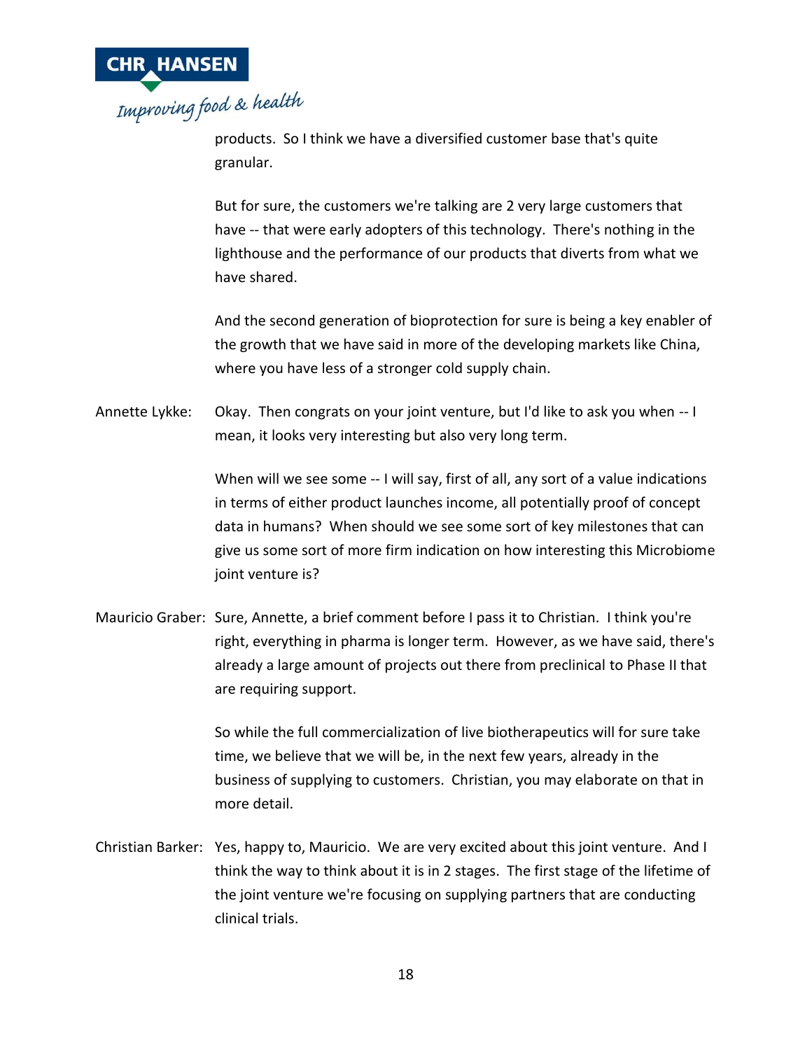products. So I think we have a diversified customer base that's quite granular.

But for sure, the customers we're talking are 2 very large customers that have -- that were early adopters of this technology. There's nothing in the lighthouse and the performance of our products that diverts from what we have shared.

And the second generation of bioprotection for sure is being a key enabler of the growth that we have said in more of the developing markets like China, where you have less of a stronger cold supply chain.

Annette Lykke: Okay. Then congrats on your joint venture, but I'd like to ask you when -- I mean, it looks very interesting but also very long term.

When will we see some -- I will say, first of all, any sort of a value indications in terms of either product launches income, all potentially proof of concept data in humans? When should we see some sort of key milestones that can give us some sort of more firm indication on how interesting this Microbiome joint venture is?

Mauricio Graber: Sure, Annette, a brief comment before I pass it to Christian. I think you're right, everything in pharma is longer term. However, as we have said, there's already a large amount of projects out there from preclinical to Phase II that are requiring support.

So while the full commercialization of live biotherapeutics will for sure take time, we believe that we will be, in the next few years, already in the business of supplying to customers. Christian, you may elaborate on that in more detail.

Christian Barker: Yes, happy to, Mauricio. We are very excited about this joint venture. And I think the way to think about it is in 2 stages. The first stage of the lifetime of the joint venture we're focusing on supplying partners that are conducting clinical trials.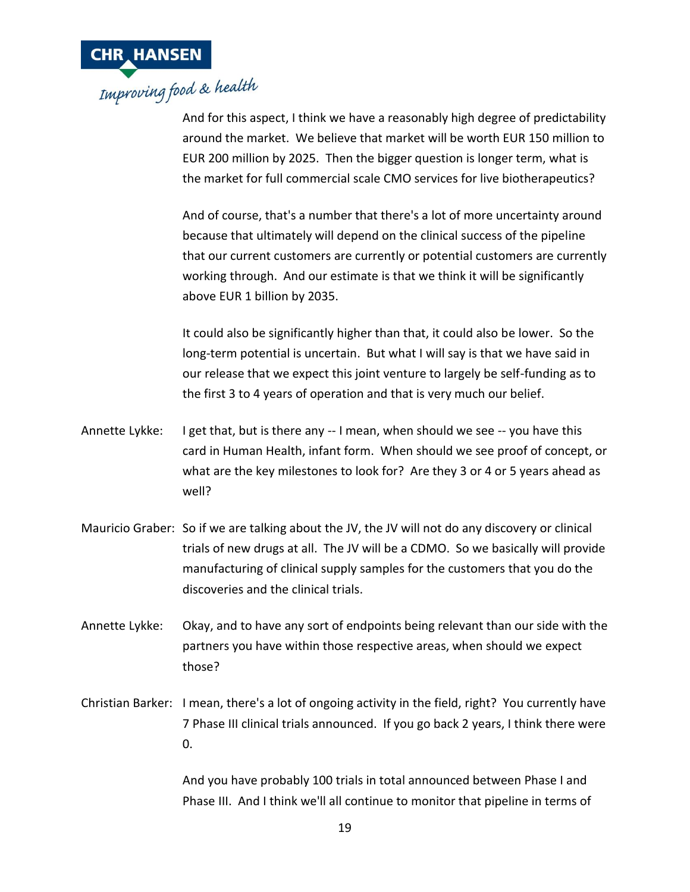And for this aspect, I think we have a reasonably high degree of predictability around the market. We believe that market will be worth EUR 150 million to EUR 200 million by 2025. Then the bigger question is longer term, what is the market for full commercial scale CMO services for live biotherapeutics?

And of course, that's a number that there's a lot of more uncertainty around because that ultimately will depend on the clinical success of the pipeline that our current customers are currently or potential customers are currently working through. And our estimate is that we think it will be significantly above EUR 1 billion by 2035.

It could also be significantly higher than that, it could also be lower. So the long-term potential is uncertain. But what I will say is that we have said in our release that we expect this joint venture to largely be self-funding as to the first 3 to 4 years of operation and that is very much our belief.

Annette Lykke: I get that, but is there any -- I mean, when should we see -- you have this card in Human Health, infant form. When should we see proof of concept, or what are the key milestones to look for? Are they 3 or 4 or 5 years ahead as well?

Mauricio Graber: So if we are talking about the JV, the JV will not do any discovery or clinical trials of new drugs at all. The JV will be a CDMO. So we basically will provide manufacturing of clinical supply samples for the customers that you do the discoveries and the clinical trials.

Annette Lykke: Okay, and to have any sort of endpoints being relevant than our side with the partners you have within those respective areas, when should we expect those?

Christian Barker: I mean, there's a lot of ongoing activity in the field, right? You currently have 7 Phase III clinical trials announced. If you go back 2 years, I think there were 0.

And you have probably 100 trials in total announced between Phase I and Phase III. And I think we'll all continue to monitor that pipeline in terms of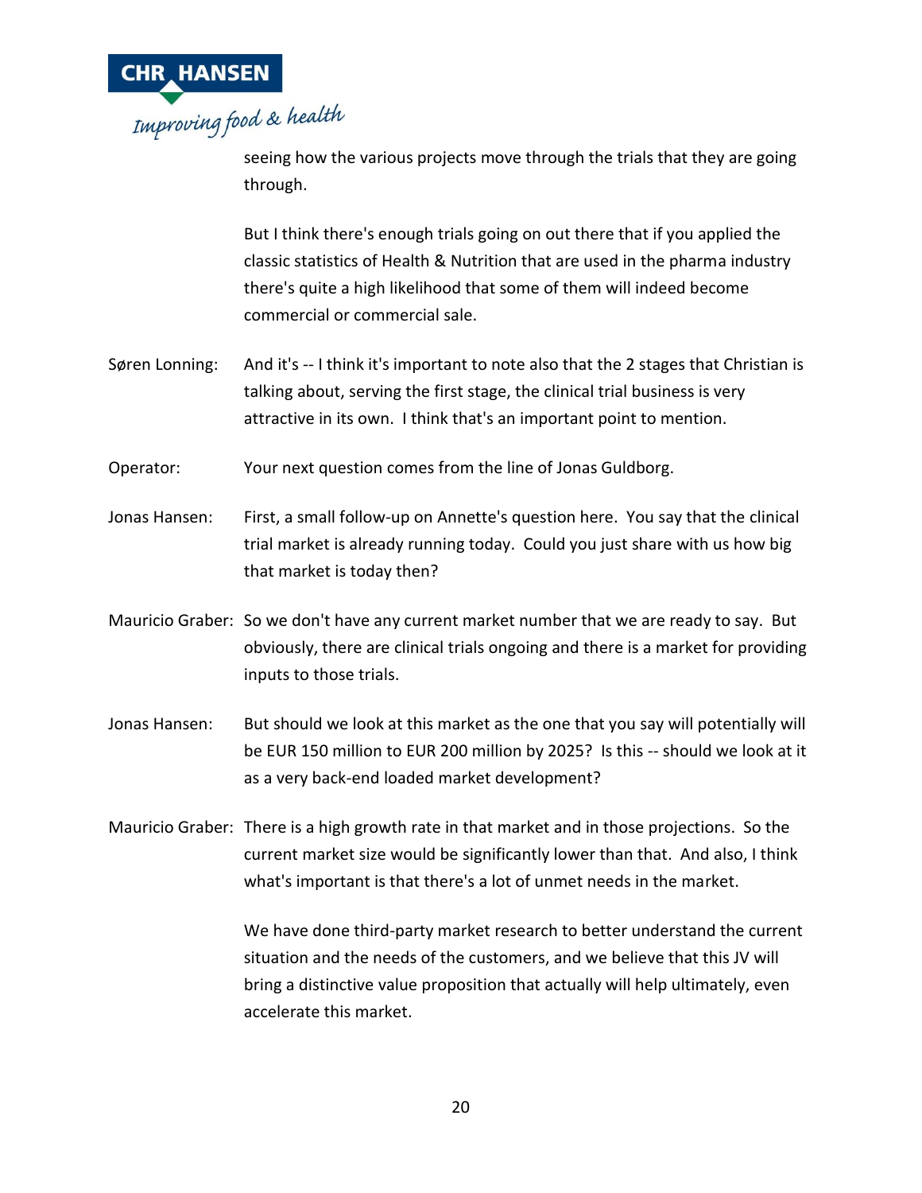seeing how the various projects move through the trials that they are going through.

But I think there's enough trials going on out there that if you applied the classic statistics of Health & Nutrition that are used in the pharma industry there's quite a high likelihood that some of them will indeed become commercial or commercial sale.

Søren Lonning: And it's -- I think it's important to note also that the 2 stages that Christian is talking about, serving the first stage, the clinical trial business is very attractive in its own. I think that's an important point to mention.

Operator: Your next question comes from the line of Jonas Guldborg.

Jonas Hansen: First, a small follow-up on Annette's question here. You say that the clinical trial market is already running today. Could you just share with us how big that market is today then?

Mauricio Graber: So we don't have any current market number that we are ready to say. But obviously, there are clinical trials ongoing and there is a market for providing inputs to those trials.

Jonas Hansen: But should we look at this market as the one that you say will potentially will be EUR 150 million to EUR 200 million by 2025? Is this -- should we look at it as a very back-end loaded market development?

Mauricio Graber: There is a high growth rate in that market and in those projections. So the current market size would be significantly lower than that. And also, I think what's important is that there's a lot of unmet needs in the market.

We have done third-party market research to better understand the current situation and the needs of the customers, and we believe that this JV will bring a distinctive value proposition that actually will help ultimately, even accelerate this market.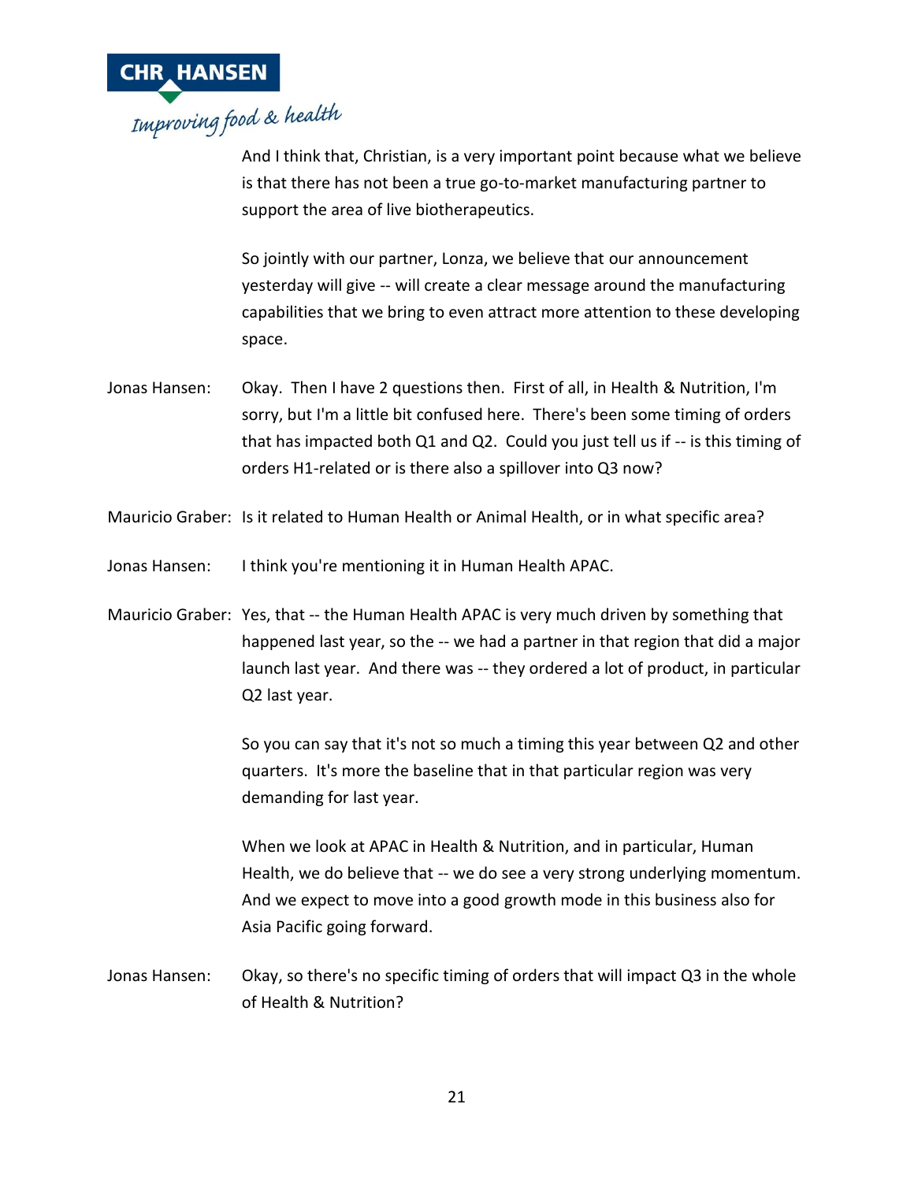And I think that, Christian, is a very important point because what we believe is that there has not been a true go-to-market manufacturing partner to support the area of live biotherapeutics.

So jointly with our partner, Lonza, we believe that our announcement yesterday will give -- will create a clear message around the manufacturing capabilities that we bring to even attract more attention to these developing space.

Jonas Hansen: Okay. Then I have 2 questions then. First of all, in Health & Nutrition, I'm sorry, but I'm a little bit confused here. There's been some timing of orders that has impacted both Q1 and Q2. Could you just tell us if -- is this timing of orders H1-related or is there also a spillover into Q3 now?

Mauricio Graber: Is it related to Human Health or Animal Health, or in what specific area?

Jonas Hansen: I think you're mentioning it in Human Health APAC.

Mauricio Graber: Yes, that -- the Human Health APAC is very much driven by something that happened last year, so the -- we had a partner in that region that did a major launch last year. And there was -- they ordered a lot of product, in particular Q2 last year.

So you can say that it's not so much a timing this year between Q2 and other quarters. It's more the baseline that in that particular region was very demanding for last year.

When we look at APAC in Health & Nutrition, and in particular, Human Health, we do believe that -- we do see a very strong underlying momentum. And we expect to move into a good growth mode in this business also for Asia Pacific going forward.

Jonas Hansen: Okay, so there's no specific timing of orders that will impact Q3 in the whole of Health & Nutrition?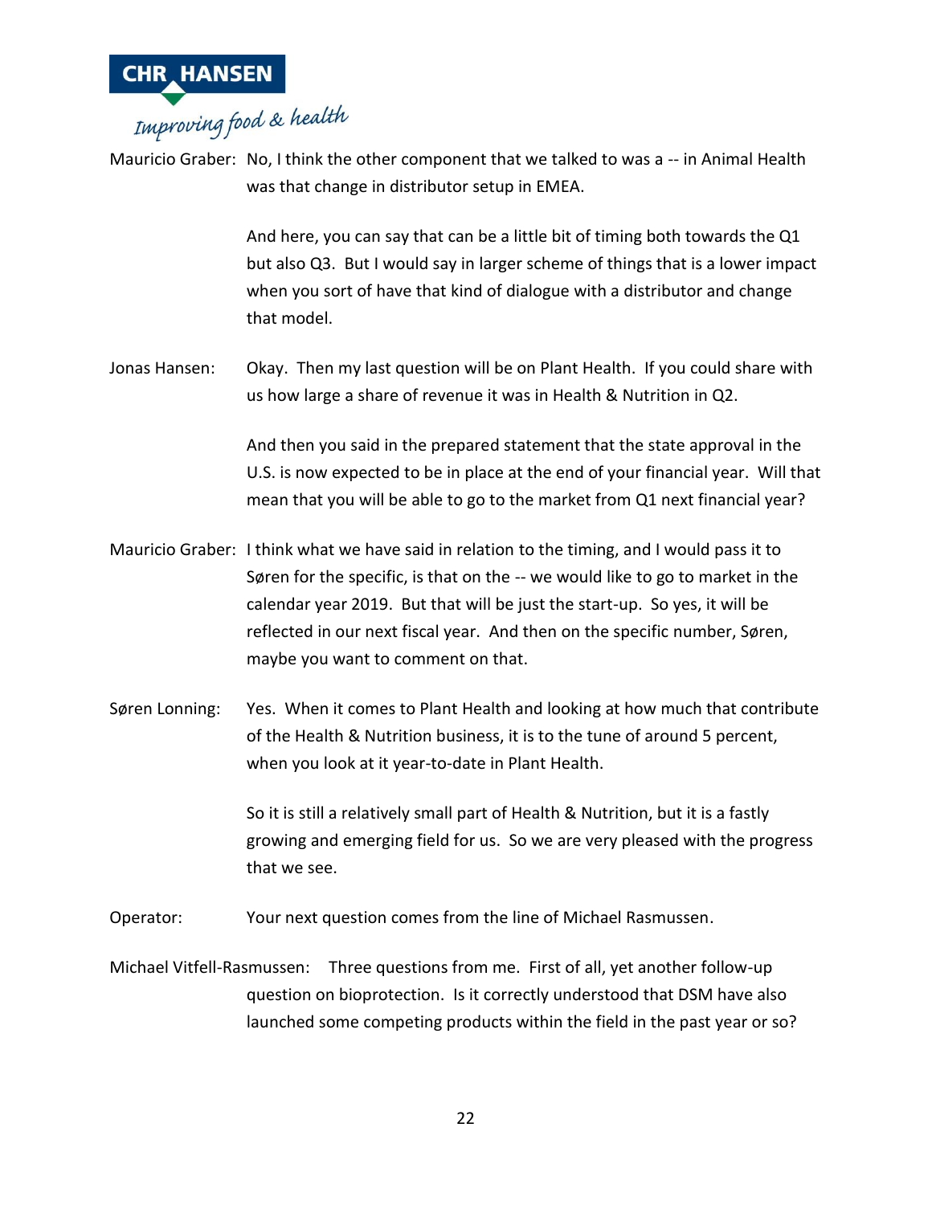Mauricio Graber: No, I think the other component that we talked to was a -- in Animal Health was that change in distributor setup in EMEA.

And here, you can say that can be a little bit of timing both towards the Q1 but also Q3. But I would say in larger scheme of things that is a lower impact when you sort of have that kind of dialogue with a distributor and change that model.

Jonas Hansen: Okay. Then my last question will be on Plant Health. If you could share with us how large a share of revenue it was in Health & Nutrition in Q2.

And then you said in the prepared statement that the state approval in the U.S. is now expected to be in place at the end of your financial year. Will that mean that you will be able to go to the market from Q1 next financial year?

Mauricio Graber: I think what we have said in relation to the timing, and I would pass it to Søren for the specific, is that on the -- we would like to go to market in the calendar year 2019. But that will be just the start-up. So yes, it will be reflected in our next fiscal year. And then on the specific number, Søren, maybe you want to comment on that.

Søren Lonning: Yes. When it comes to Plant Health and looking at how much that contribute of the Health & Nutrition business, it is to the tune of around 5 percent, when you look at it year-to-date in Plant Health.

So it is still a relatively small part of Health & Nutrition, but it is a fastly growing and emerging field for us. So we are very pleased with the progress that we see.

Operator: Your next question comes from the line of Michael Rasmussen.

Michael Vitfell-Rasmussen: Three questions from me. First of all, yet another follow-up question on bioprotection. Is it correctly understood that DSM have also launched some competing products within the field in the past year or so?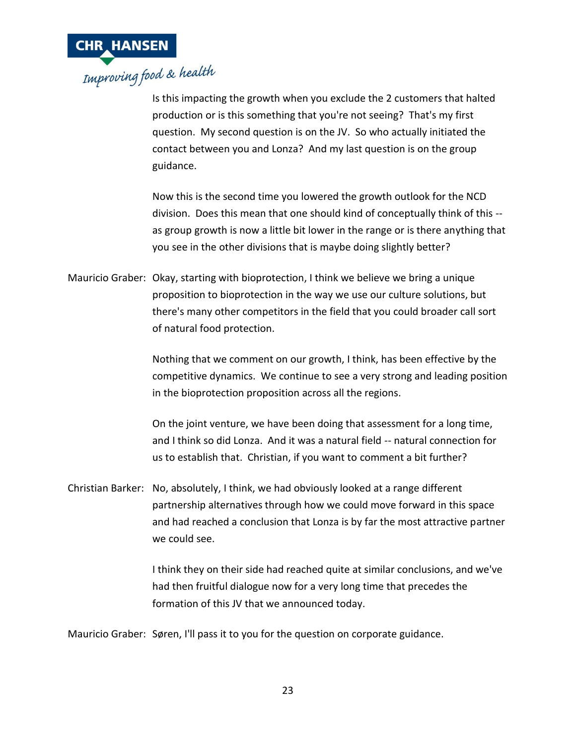Is this impacting the growth when you exclude the 2 customers that halted production or is this something that you're not seeing? That's my first question. My second question is on the JV. So who actually initiated the contact between you and Lonza? And my last question is on the group guidance.

Now this is the second time you lowered the growth outlook for the NCD division. Does this mean that one should kind of conceptually think of this -- as group growth is now a little bit lower in the range or is there anything that you see in the other divisions that is maybe doing slightly better?

Mauricio Graber: Okay, starting with bioprotection, I think we believe we bring a unique proposition to bioprotection in the way we use our culture solutions, but there's many other competitors in the field that you could broader call sort of natural food protection.

Nothing that we comment on our growth, I think, has been effective by the competitive dynamics. We continue to see a very strong and leading position in the bioprotection proposition across all the regions.

On the joint venture, we have been doing that assessment for a long time, and I think so did Lonza. And it was a natural field -- natural connection for us to establish that. Christian, if you want to comment a bit further?

Christian Barker: No, absolutely, I think, we had obviously looked at a range different partnership alternatives through how we could move forward in this space and had reached a conclusion that Lonza is by far the most attractive partner we could see.

I think they on their side had reached quite at similar conclusions, and we've had then fruitful dialogue now for a very long time that precedes the formation of this JV that we announced today.

Mauricio Graber: Søren, I'll pass it to you for the question on corporate guidance.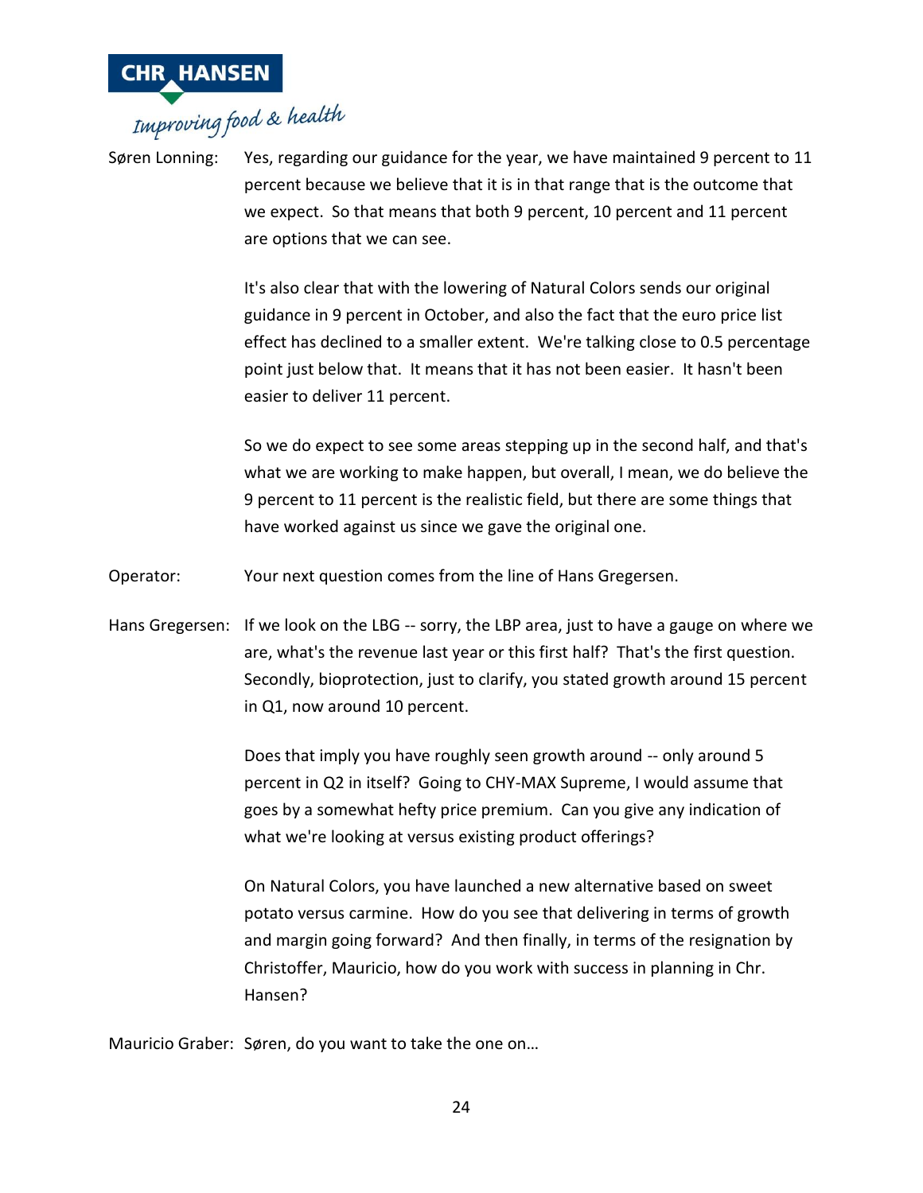Søren Lonning: Yes, regarding our guidance for the year, we have maintained 9 percent to 11 percent because we believe that it is in that range that is the outcome that we expect. So that means that both 9 percent, 10 percent and 11 percent are options that we can see.

It's also clear that with the lowering of Natural Colors sends our original guidance in 9 percent in October, and also the fact that the euro price list effect has declined to a smaller extent. We're talking close to 0.5 percentage point just below that. It means that it has not been easier. It hasn't been easier to deliver 11 percent.

So we do expect to see some areas stepping up in the second half, and that's what we are working to make happen, but overall, I mean, we do believe the 9 percent to 11 percent is the realistic field, but there are some things that have worked against us since we gave the original one.

Operator: Your next question comes from the line of Hans Gregersen.

Hans Gregersen: If we look on the LBG -- sorry, the LBP area, just to have a gauge on where we are, what's the revenue last year or this first half? That's the first question. Secondly, bioprotection, just to clarify, you stated growth around 15 percent in Q1, now around 10 percent.

Does that imply you have roughly seen growth around -- only around 5 percent in Q2 in itself? Going to CHY-MAX Supreme, I would assume that goes by a somewhat hefty price premium. Can you give any indication of what we're looking at versus existing product offerings?

On Natural Colors, you have launched a new alternative based on sweet potato versus carmine. How do you see that delivering in terms of growth and margin going forward? And then finally, in terms of the resignation by Christoffer, Mauricio, how do you work with success in planning in Chr. Hansen?

Mauricio Graber: Søren, do you want to take the one on…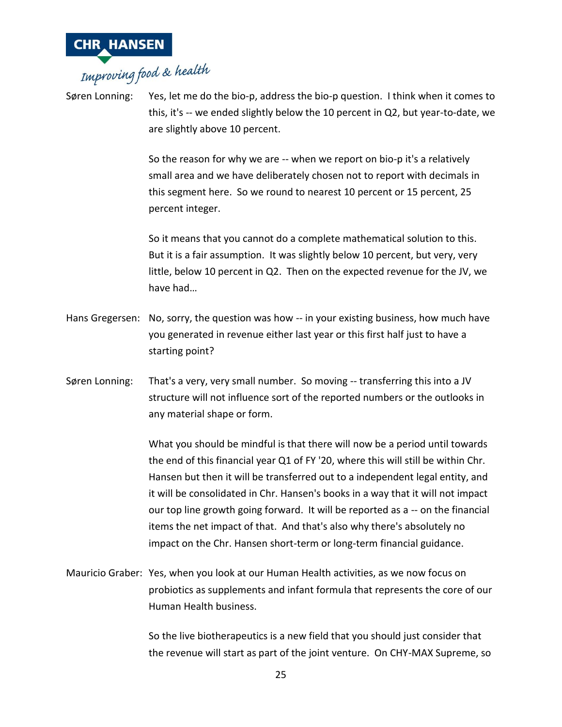Søren Lonning: Yes, let me do the bio-p, address the bio-p question. I think when it comes to this, it's -- we ended slightly below the 10 percent in Q2, but year-to-date, we are slightly above 10 percent.

So the reason for why we are -- when we report on bio-p it's a relatively small area and we have deliberately chosen not to report with decimals in this segment here. So we round to nearest 10 percent or 15 percent, 25 percent integer.

So it means that you cannot do a complete mathematical solution to this. But it is a fair assumption. It was slightly below 10 percent, but very, very little, below 10 percent in Q2. Then on the expected revenue for the JV, we have had…

Hans Gregersen: No, sorry, the question was how -- in your existing business, how much have you generated in revenue either last year or this first half just to have a starting point?

Søren Lonning: That's a very, very small number. So moving -- transferring this into a JV structure will not influence sort of the reported numbers or the outlooks in any material shape or form.

What you should be mindful is that there will now be a period until towards the end of this financial year Q1 of FY '20, where this will still be within Chr. Hansen but then it will be transferred out to a independent legal entity, and it will be consolidated in Chr. Hansen's books in a way that it will not impact our top line growth going forward. It will be reported as a -- on the financial items the net impact of that. And that's also why there's absolutely no impact on the Chr. Hansen short-term or long-term financial guidance.

Mauricio Graber: Yes, when you look at our Human Health activities, as we now focus on probiotics as supplements and infant formula that represents the core of our Human Health business.

So the live biotherapeutics is a new field that you should just consider that the revenue will start as part of the joint venture. On CHY-MAX Supreme, so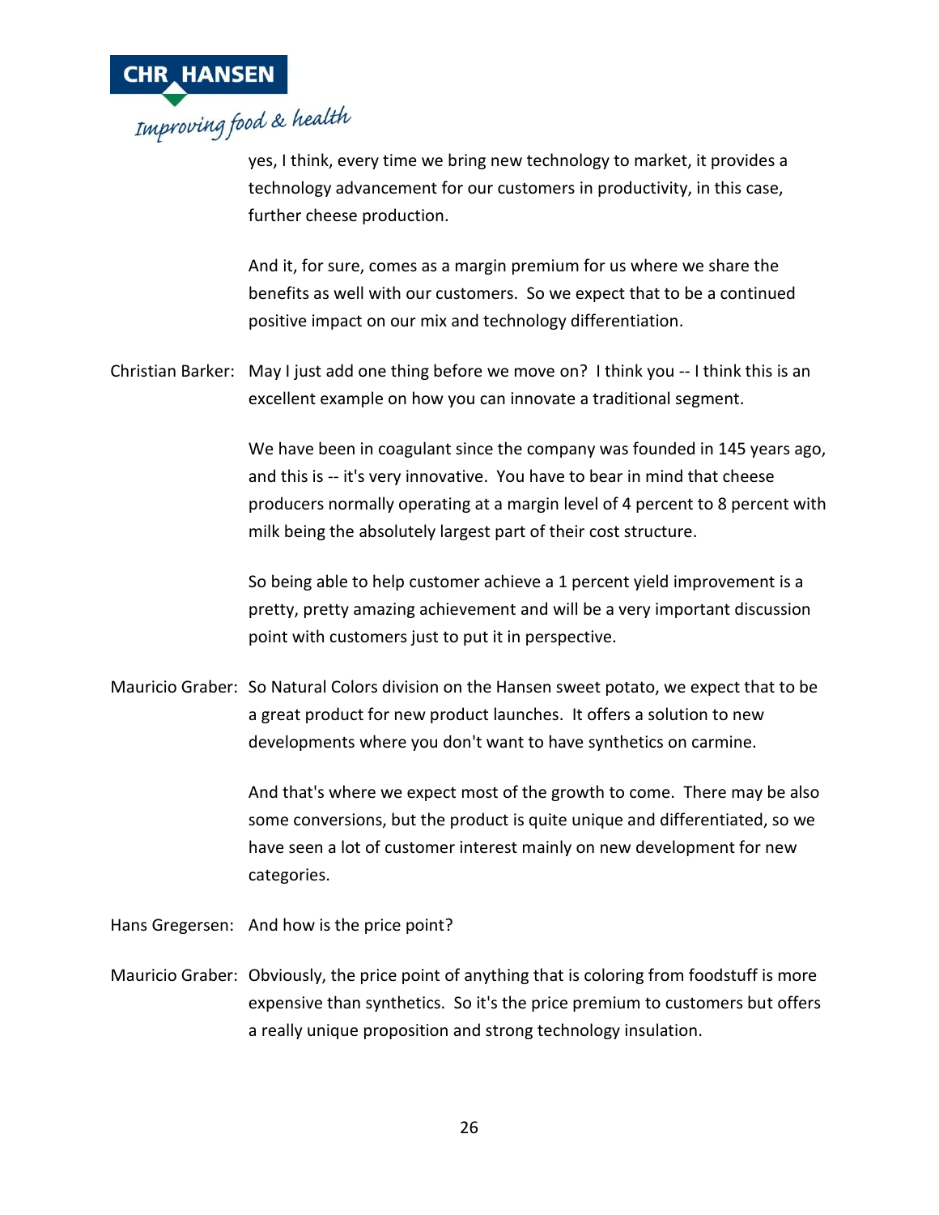yes, I think, every time we bring new technology to market, it provides a technology advancement for our customers in productivity, in this case, further cheese production.

And it, for sure, comes as a margin premium for us where we share the benefits as well with our customers. So we expect that to be a continued positive impact on our mix and technology differentiation.

Christian Barker: May I just add one thing before we move on? I think you -- I think this is an excellent example on how you can innovate a traditional segment.

We have been in coagulant since the company was founded in 145 years ago, and this is -- it's very innovative. You have to bear in mind that cheese producers normally operating at a margin level of 4 percent to 8 percent with milk being the absolutely largest part of their cost structure.

So being able to help customer achieve a 1 percent yield improvement is a pretty, pretty amazing achievement and will be a very important discussion point with customers just to put it in perspective.

Mauricio Graber: So Natural Colors division on the Hansen sweet potato, we expect that to be a great product for new product launches. It offers a solution to new developments where you don't want to have synthetics on carmine.

And that's where we expect most of the growth to come. There may be also some conversions, but the product is quite unique and differentiated, so we have seen a lot of customer interest mainly on new development for new categories.

Hans Gregersen: And how is the price point?

Mauricio Graber: Obviously, the price point of anything that is coloring from foodstuff is more expensive than synthetics. So it's the price premium to customers but offers a really unique proposition and strong technology insulation.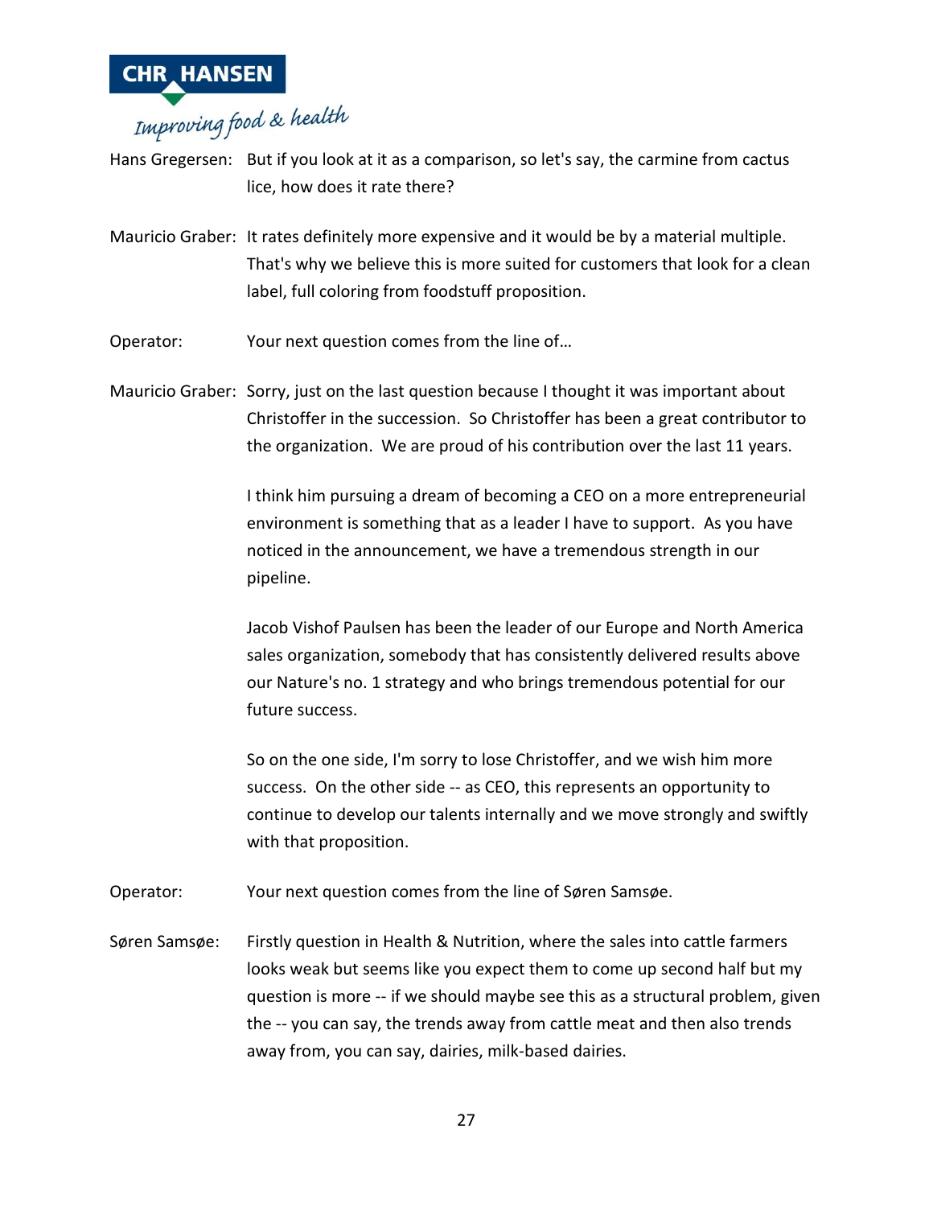Hans Gregersen: But if you look at it as a comparison, so let's say, the carmine from cactus lice, how does it rate there?

Mauricio Graber: It rates definitely more expensive and it would be by a material multiple. That's why we believe this is more suited for customers that look for a clean label, full coloring from foodstuff proposition.

Operator: Your next question comes from the line of…

Mauricio Graber: Sorry, just on the last question because I thought it was important about Christoffer in the succession. So Christoffer has been a great contributor to the organization. We are proud of his contribution over the last 11 years.

I think him pursuing a dream of becoming a CEO on a more entrepreneurial environment is something that as a leader I have to support. As you have noticed in the announcement, we have a tremendous strength in our pipeline.

Jacob Vishof Paulsen has been the leader of our Europe and North America sales organization, somebody that has consistently delivered results above our Nature's no. 1 strategy and who brings tremendous potential for our future success.

So on the one side, I'm sorry to lose Christoffer, and we wish him more success. On the other side -- as CEO, this represents an opportunity to continue to develop our talents internally and we move strongly and swiftly with that proposition.

Operator: Your next question comes from the line of Søren Samsøe.

Søren Samsøe: Firstly question in Health & Nutrition, where the sales into cattle farmers looks weak but seems like you expect them to come up second half but my question is more -- if we should maybe see this as a structural problem, given the -- you can say, the trends away from cattle meat and then also trends away from, you can say, dairies, milk-based dairies.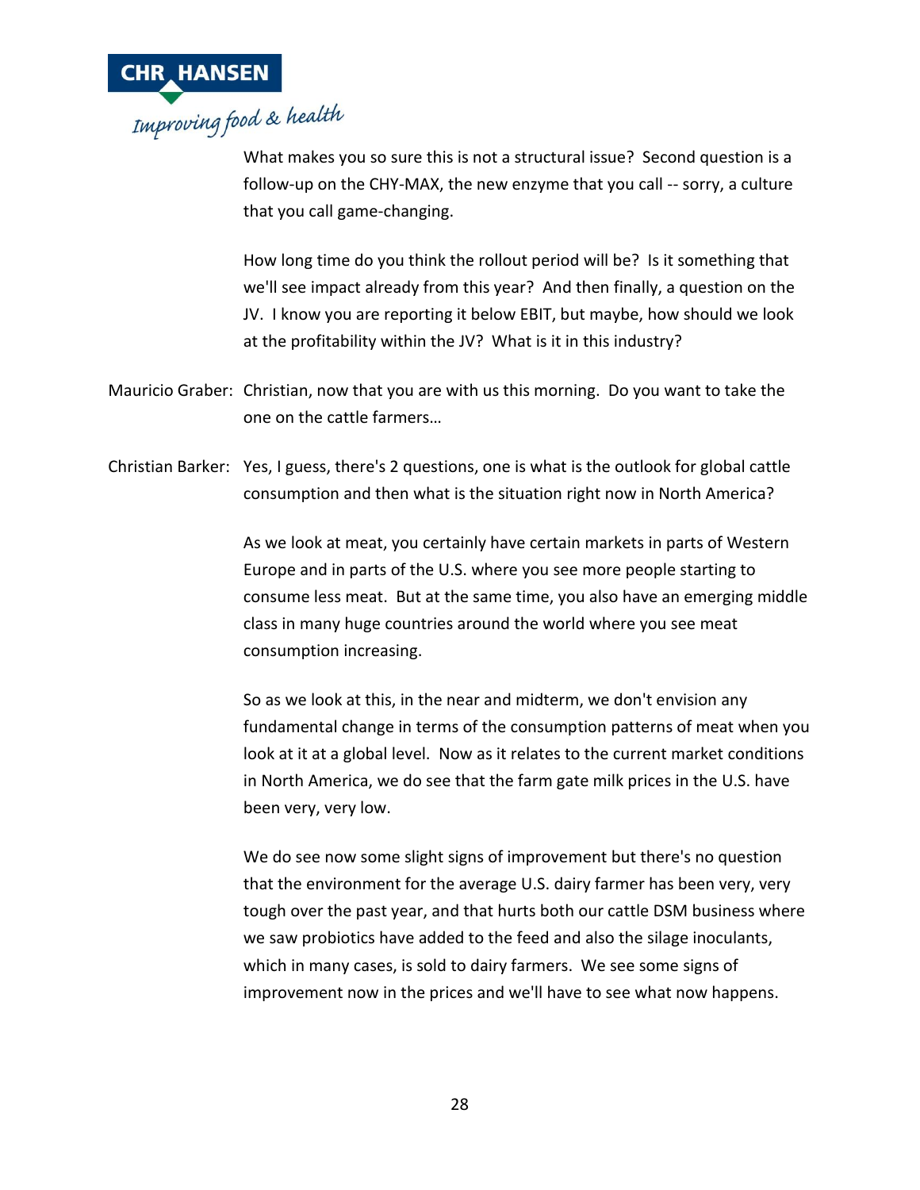What makes you so sure this is not a structural issue? Second question is a follow-up on the CHY-MAX, the new enzyme that you call -- sorry, a culture that you call game-changing.

How long time do you think the rollout period will be? Is it something that we'll see impact already from this year? And then finally, a question on the JV. I know you are reporting it below EBIT, but maybe, how should we look at the profitability within the JV? What is it in this industry?

Mauricio Graber: Christian, now that you are with us this morning. Do you want to take the one on the cattle farmers…

Christian Barker: Yes, I guess, there's 2 questions, one is what is the outlook for global cattle consumption and then what is the situation right now in North America?

As we look at meat, you certainly have certain markets in parts of Western Europe and in parts of the U.S. where you see more people starting to consume less meat. But at the same time, you also have an emerging middle class in many huge countries around the world where you see meat consumption increasing.

So as we look at this, in the near and midterm, we don't envision any fundamental change in terms of the consumption patterns of meat when you look at it at a global level. Now as it relates to the current market conditions in North America, we do see that the farm gate milk prices in the U.S. have been very, very low.

We do see now some slight signs of improvement but there's no question that the environment for the average U.S. dairy farmer has been very, very tough over the past year, and that hurts both our cattle DSM business where we saw probiotics have added to the feed and also the silage inoculants, which in many cases, is sold to dairy farmers. We see some signs of improvement now in the prices and we'll have to see what now happens.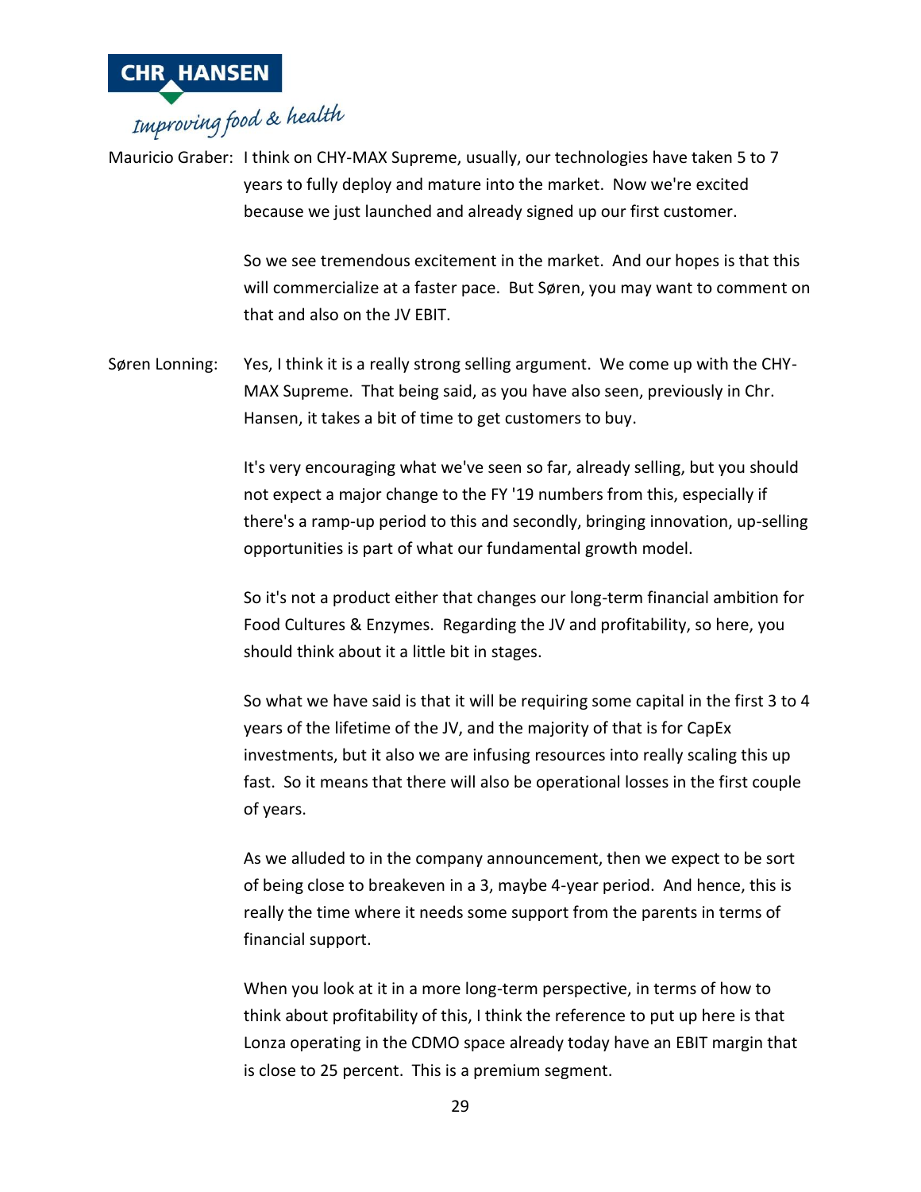Mauricio Graber: I think on CHY-MAX Supreme, usually, our technologies have taken 5 to 7 years to fully deploy and mature into the market. Now we're excited because we just launched and already signed up our first customer.

So we see tremendous excitement in the market. And our hopes is that this will commercialize at a faster pace. But Søren, you may want to comment on that and also on the JV EBIT.

Søren Lonning: Yes, I think it is a really strong selling argument. We come up with the CHY-MAX Supreme. That being said, as you have also seen, previously in Chr. Hansen, it takes a bit of time to get customers to buy.

It's very encouraging what we've seen so far, already selling, but you should not expect a major change to the FY '19 numbers from this, especially if there's a ramp-up period to this and secondly, bringing innovation, up-selling opportunities is part of what our fundamental growth model.

So it's not a product either that changes our long-term financial ambition for Food Cultures & Enzymes. Regarding the JV and profitability, so here, you should think about it a little bit in stages.

So what we have said is that it will be requiring some capital in the first 3 to 4 years of the lifetime of the JV, and the majority of that is for CapEx investments, but it also we are infusing resources into really scaling this up fast. So it means that there will also be operational losses in the first couple of years.

As we alluded to in the company announcement, then we expect to be sort of being close to breakeven in a 3, maybe 4-year period. And hence, this is really the time where it needs some support from the parents in terms of financial support.

When you look at it in a more long-term perspective, in terms of how to think about profitability of this, I think the reference to put up here is that Lonza operating in the CDMO space already today have an EBIT margin that is close to 25 percent. This is a premium segment.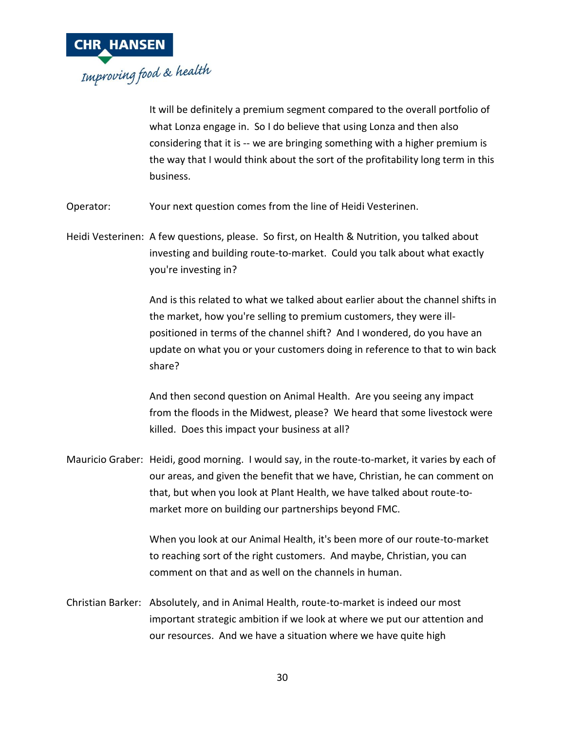It will be definitely a premium segment compared to the overall portfolio of what Lonza engage in. So I do believe that using Lonza and then also considering that it is -- we are bringing something with a higher premium is the way that I would think about the sort of the profitability long term in this business.

Operator: Your next question comes from the line of Heidi Vesterinen.

Heidi Vesterinen: A few questions, please. So first, on Health & Nutrition, you talked about investing and building route-to-market. Could you talk about what exactly you're investing in?

And is this related to what we talked about earlier about the channel shifts in the market, how you're selling to premium customers, they were ill-positioned in terms of the channel shift? And I wondered, do you have an update on what you or your customers doing in reference to that to win back share?

And then second question on Animal Health. Are you seeing any impact from the floods in the Midwest, please? We heard that some livestock were killed. Does this impact your business at all?

Mauricio Graber: Heidi, good morning. I would say, in the route-to-market, it varies by each of our areas, and given the benefit that we have, Christian, he can comment on that, but when you look at Plant Health, we have talked about route-to-market more on building our partnerships beyond FMC.

When you look at our Animal Health, it's been more of our route-to-market to reaching sort of the right customers. And maybe, Christian, you can comment on that and as well on the channels in human.

Christian Barker: Absolutely, and in Animal Health, route-to-market is indeed our most important strategic ambition if we look at where we put our attention and our resources. And we have a situation where we have quite high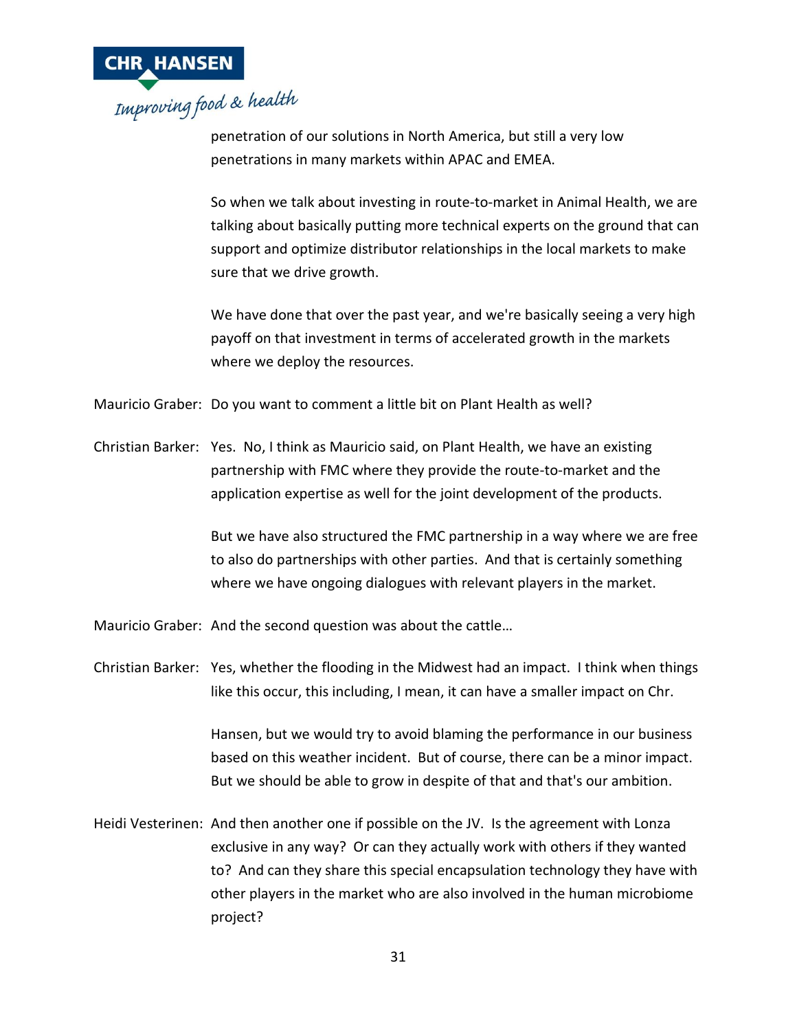penetration of our solutions in North America, but still a very low penetrations in many markets within APAC and EMEA.

So when we talk about investing in route-to-market in Animal Health, we are talking about basically putting more technical experts on the ground that can support and optimize distributor relationships in the local markets to make sure that we drive growth.

We have done that over the past year, and we're basically seeing a very high payoff on that investment in terms of accelerated growth in the markets where we deploy the resources.

Mauricio Graber: Do you want to comment a little bit on Plant Health as well?

Christian Barker: Yes. No, I think as Mauricio said, on Plant Health, we have an existing partnership with FMC where they provide the route-to-market and the application expertise as well for the joint development of the products.

But we have also structured the FMC partnership in a way where we are free to also do partnerships with other parties. And that is certainly something where we have ongoing dialogues with relevant players in the market.

Mauricio Graber: And the second question was about the cattle…

Christian Barker: Yes, whether the flooding in the Midwest had an impact. I think when things like this occur, this including, I mean, it can have a smaller impact on Chr.

Hansen, but we would try to avoid blaming the performance in our business based on this weather incident. But of course, there can be a minor impact. But we should be able to grow in despite of that and that's our ambition.

Heidi Vesterinen: And then another one if possible on the JV. Is the agreement with Lonza exclusive in any way? Or can they actually work with others if they wanted to? And can they share this special encapsulation technology they have with other players in the market who are also involved in the human microbiome project?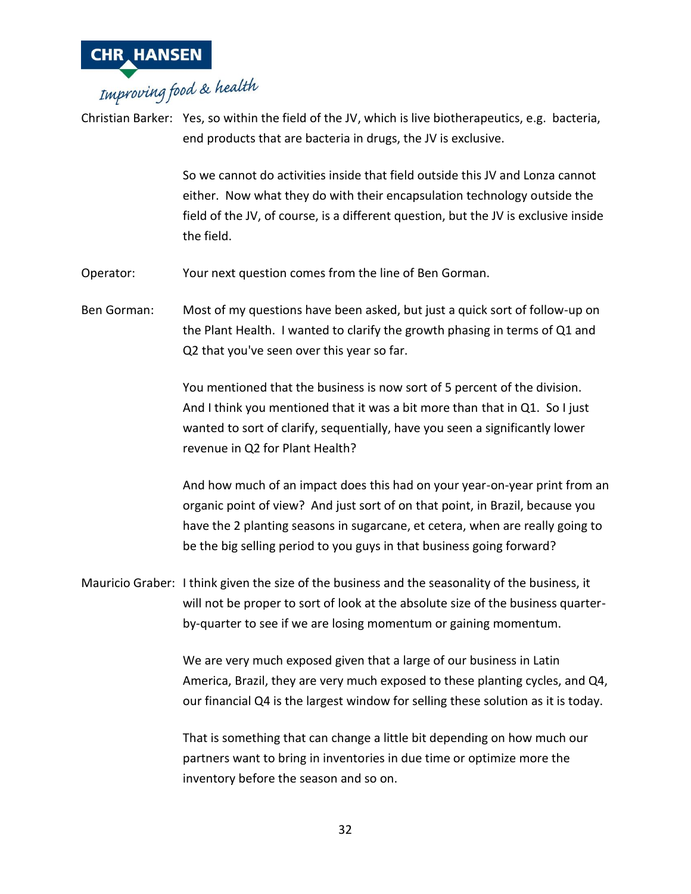Christian Barker: Yes, so within the field of the JV, which is live biotherapeutics, e.g. bacteria, end products that are bacteria in drugs, the JV is exclusive.

So we cannot do activities inside that field outside this JV and Lonza cannot either. Now what they do with their encapsulation technology outside the field of the JV, of course, is a different question, but the JV is exclusive inside the field.

Operator: Your next question comes from the line of Ben Gorman.

Ben Gorman: Most of my questions have been asked, but just a quick sort of follow-up on the Plant Health. I wanted to clarify the growth phasing in terms of Q1 and Q2 that you've seen over this year so far.

You mentioned that the business is now sort of 5 percent of the division. And I think you mentioned that it was a bit more than that in Q1. So I just wanted to sort of clarify, sequentially, have you seen a significantly lower revenue in Q2 for Plant Health?

And how much of an impact does this had on your year-on-year print from an organic point of view? And just sort of on that point, in Brazil, because you have the 2 planting seasons in sugarcane, et cetera, when are really going to be the big selling period to you guys in that business going forward?

Mauricio Graber: I think given the size of the business and the seasonality of the business, it will not be proper to sort of look at the absolute size of the business quarter-by-quarter to see if we are losing momentum or gaining momentum.

We are very much exposed given that a large of our business in Latin America, Brazil, they are very much exposed to these planting cycles, and Q4, our financial Q4 is the largest window for selling these solution as it is today.

That is something that can change a little bit depending on how much our partners want to bring in inventories in due time or optimize more the inventory before the season and so on.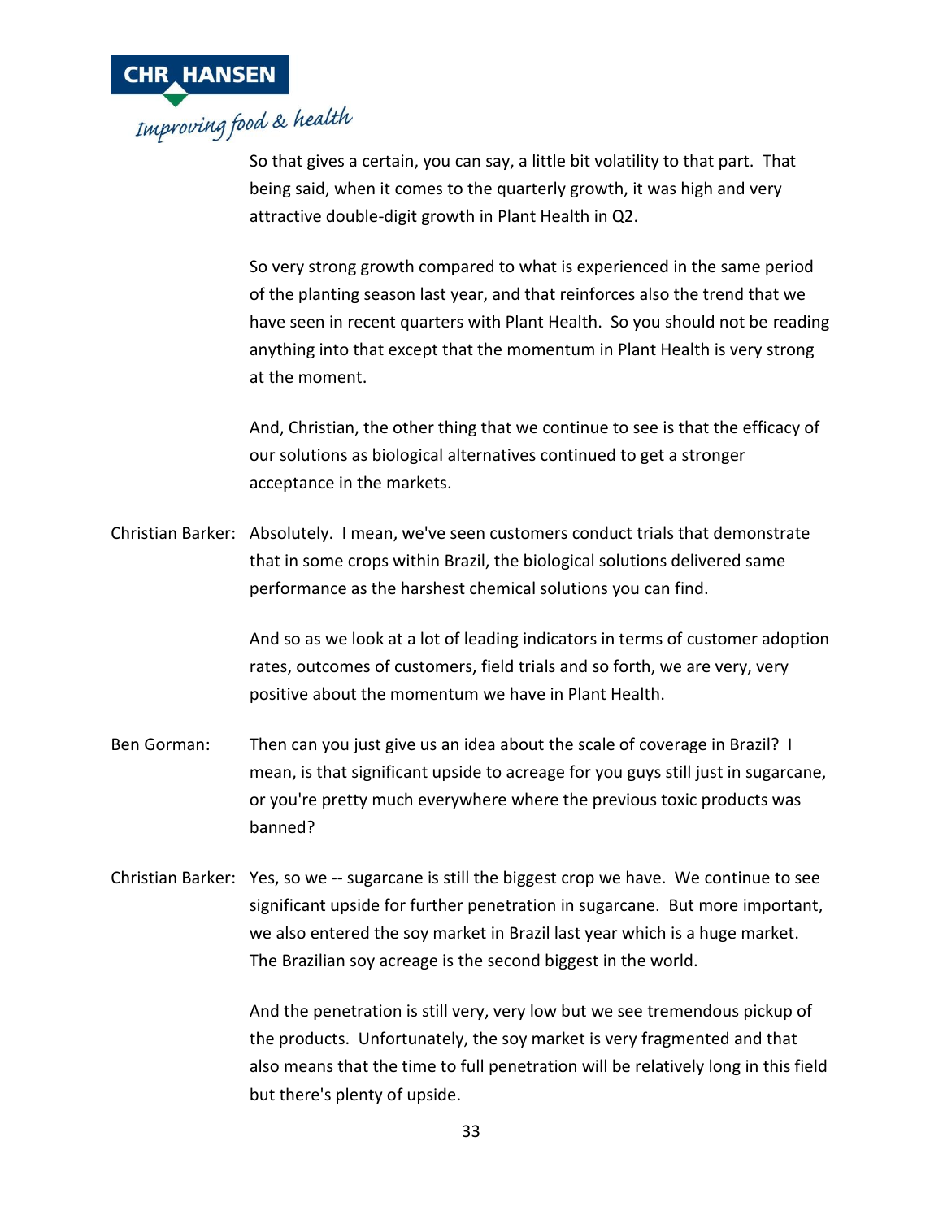So that gives a certain, you can say, a little bit volatility to that part. That being said, when it comes to the quarterly growth, it was high and very attractive double-digit growth in Plant Health in Q2.

So very strong growth compared to what is experienced in the same period of the planting season last year, and that reinforces also the trend that we have seen in recent quarters with Plant Health. So you should not be reading anything into that except that the momentum in Plant Health is very strong at the moment.

And, Christian, the other thing that we continue to see is that the efficacy of our solutions as biological alternatives continued to get a stronger acceptance in the markets.

Christian Barker: Absolutely. I mean, we've seen customers conduct trials that demonstrate that in some crops within Brazil, the biological solutions delivered same performance as the harshest chemical solutions you can find.

And so as we look at a lot of leading indicators in terms of customer adoption rates, outcomes of customers, field trials and so forth, we are very, very positive about the momentum we have in Plant Health.

Ben Gorman: Then can you just give us an idea about the scale of coverage in Brazil? I mean, is that significant upside to acreage for you guys still just in sugarcane, or you're pretty much everywhere where the previous toxic products was banned?

Christian Barker: Yes, so we -- sugarcane is still the biggest crop we have. We continue to see significant upside for further penetration in sugarcane. But more important, we also entered the soy market in Brazil last year which is a huge market. The Brazilian soy acreage is the second biggest in the world.

And the penetration is still very, very low but we see tremendous pickup of the products. Unfortunately, the soy market is very fragmented and that also means that the time to full penetration will be relatively long in this field but there's plenty of upside.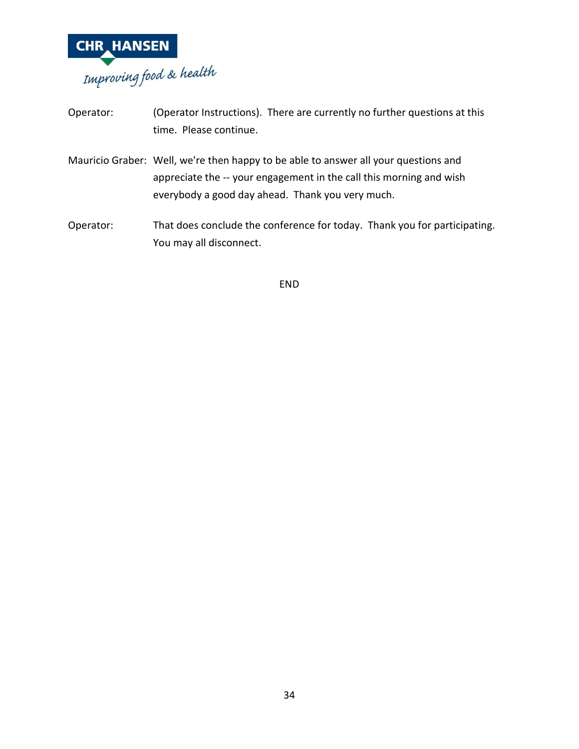Operator: (Operator Instructions). There are currently no further questions at this time. Please continue.

Mauricio Graber: Well, we're then happy to be able to answer all your questions and appreciate the -- your engagement in the call this morning and wish everybody a good day ahead. Thank you very much.

Operator: That does conclude the conference for today. Thank you for participating. You may all disconnect.

END